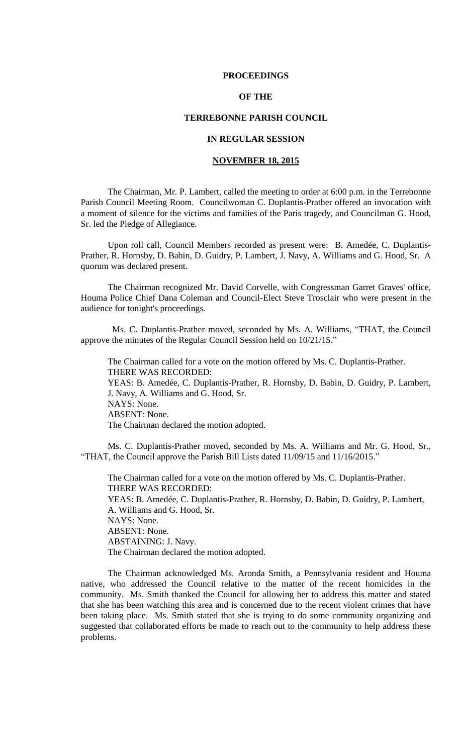**PROCEEDINGS**

**OF THE**

**TERREBONNE PARISH COUNCIL**

**IN REGULAR SESSION**

**NOVEMBER 18, 2015**

The Chairman, Mr. P. Lambert, called the meeting to order at 6:00 p.m. in the Terrebonne Parish Council Meeting Room. Councilwoman C. Duplantis-Prather offered an invocation with a moment of silence for the victims and families of the Paris tragedy, and Councilman G. Hood, Sr. led the Pledge of Allegiance.

Upon roll call, Council Members recorded as present were: B. Amedée, C. Duplantis-Prather, R. Hornsby, D. Babin, D. Guidry, P. Lambert, J. Navy, A. Williams and G. Hood, Sr. A quorum was declared present.

The Chairman recognized Mr. David Corvelle, with Congressman Garret Graves' office, Houma Police Chief Dana Coleman and Council-Elect Steve Trosclair who were present in the audience for tonight's proceedings.

Ms. C. Duplantis-Prather moved, seconded by Ms. A. Williams, "THAT, the Council approve the minutes of the Regular Council Session held on 10/21/15."

The Chairman called for a vote on the motion offered by Ms. C. Duplantis-Prather.
THERE WAS RECORDED:
YEAS: B. Amedée, C. Duplantis-Prather, R. Hornsby, D. Babin, D. Guidry, P. Lambert, J. Navy, A. Williams and G. Hood, Sr.
NAYS: None.
ABSENT: None.
The Chairman declared the motion adopted.

Ms. C. Duplantis-Prather moved, seconded by Ms. A. Williams and Mr. G. Hood, Sr., "THAT, the Council approve the Parish Bill Lists dated 11/09/15 and 11/16/2015."

The Chairman called for a vote on the motion offered by Ms. C. Duplantis-Prather.
THERE WAS RECORDED:
YEAS: B. Amedée, C. Duplantis-Prather, R. Hornsby, D. Babin, D. Guidry, P. Lambert, A. Williams and G. Hood, Sr.
NAYS: None.
ABSENT: None.
ABSTAINING: J. Navy.
The Chairman declared the motion adopted.

The Chairman acknowledged Ms. Aronda Smith, a Pennsylvania resident and Houma native, who addressed the Council relative to the matter of the recent homicides in the community. Ms. Smith thanked the Council for allowing her to address this matter and stated that she has been watching this area and is concerned due to the recent violent crimes that have been taking place. Ms. Smith stated that she is trying to do some community organizing and suggested that collaborated efforts be made to reach out to the community to help address these problems.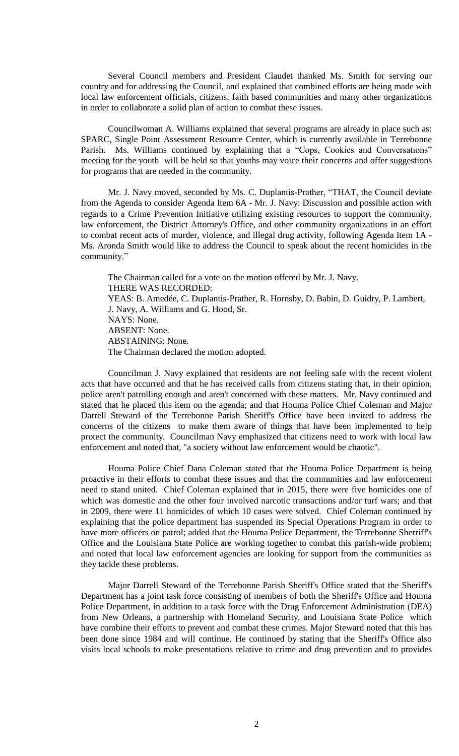Several Council members and President Claudet thanked Ms. Smith for serving our country and for addressing the Council, and explained that combined efforts are being made with local law enforcement officials, citizens, faith based communities and many other organizations in order to collaborate a solid plan of action to combat these issues.

Councilwoman A. Williams explained that several programs are already in place such as: SPARC, Single Point Assessment Resource Center, which is currently available in Terrebonne Parish. Ms. Williams continued by explaining that a "Cops, Cookies and Conversations" meeting for the youth will be held so that youths may voice their concerns and offer suggestions for programs that are needed in the community.

Mr. J. Navy moved, seconded by Ms. C. Duplantis-Prather, "THAT, the Council deviate from the Agenda to consider Agenda Item 6A - Mr. J. Navy: Discussion and possible action with regards to a Crime Prevention Initiative utilizing existing resources to support the community, law enforcement, the District Attorney's Office, and other community organizations in an effort to combat recent acts of murder, violence, and illegal drug activity, following Agenda Item 1A - Ms. Aronda Smith would like to address the Council to speak about the recent homicides in the community."

The Chairman called for a vote on the motion offered by Mr. J. Navy.
THERE WAS RECORDED:
YEAS: B. Amedée, C. Duplantis-Prather, R. Hornsby, D. Babin, D. Guidry, P. Lambert, J. Navy, A. Williams and G. Hood, Sr.
NAYS: None.
ABSENT: None.
ABSTAINING: None.
The Chairman declared the motion adopted.

Councilman J. Navy explained that residents are not feeling safe with the recent violent acts that have occurred and that he has received calls from citizens stating that, in their opinion, police aren't patrolling enough and aren't concerned with these matters. Mr. Navy continued and stated that he placed this item on the agenda; and that Houma Police Chief Coleman and Major Darrell Steward of the Terrebonne Parish Sheriff's Office have been invited to address the concerns of the citizens to make them aware of things that have been implemented to help protect the community. Councilman Navy emphasized that citizens need to work with local law enforcement and noted that, "a society without law enforcement would be chaotic".

Houma Police Chief Dana Coleman stated that the Houma Police Department is being proactive in their efforts to combat these issues and that the communities and law enforcement need to stand united. Chief Coleman explained that in 2015, there were five homicides one of which was domestic and the other four involved narcotic transactions and/or turf wars; and that in 2009, there were 11 homicides of which 10 cases were solved. Chief Coleman continued by explaining that the police department has suspended its Special Operations Program in order to have more officers on patrol; added that the Houma Police Department, the Terrebonne Sherriff's Office and the Louisiana State Police are working together to combat this parish-wide problem; and noted that local law enforcement agencies are looking for support from the communities as they tackle these problems.

Major Darrell Steward of the Terrebonne Parish Sheriff's Office stated that the Sheriff's Department has a joint task force consisting of members of both the Sheriff's Office and Houma Police Department, in addition to a task force with the Drug Enforcement Administration (DEA) from New Orleans, a partnership with Homeland Security, and Louisiana State Police which have combine their efforts to prevent and combat these crimes. Major Steward noted that this has been done since 1984 and will continue. He continued by stating that the Sheriff's Office also visits local schools to make presentations relative to crime and drug prevention and to provides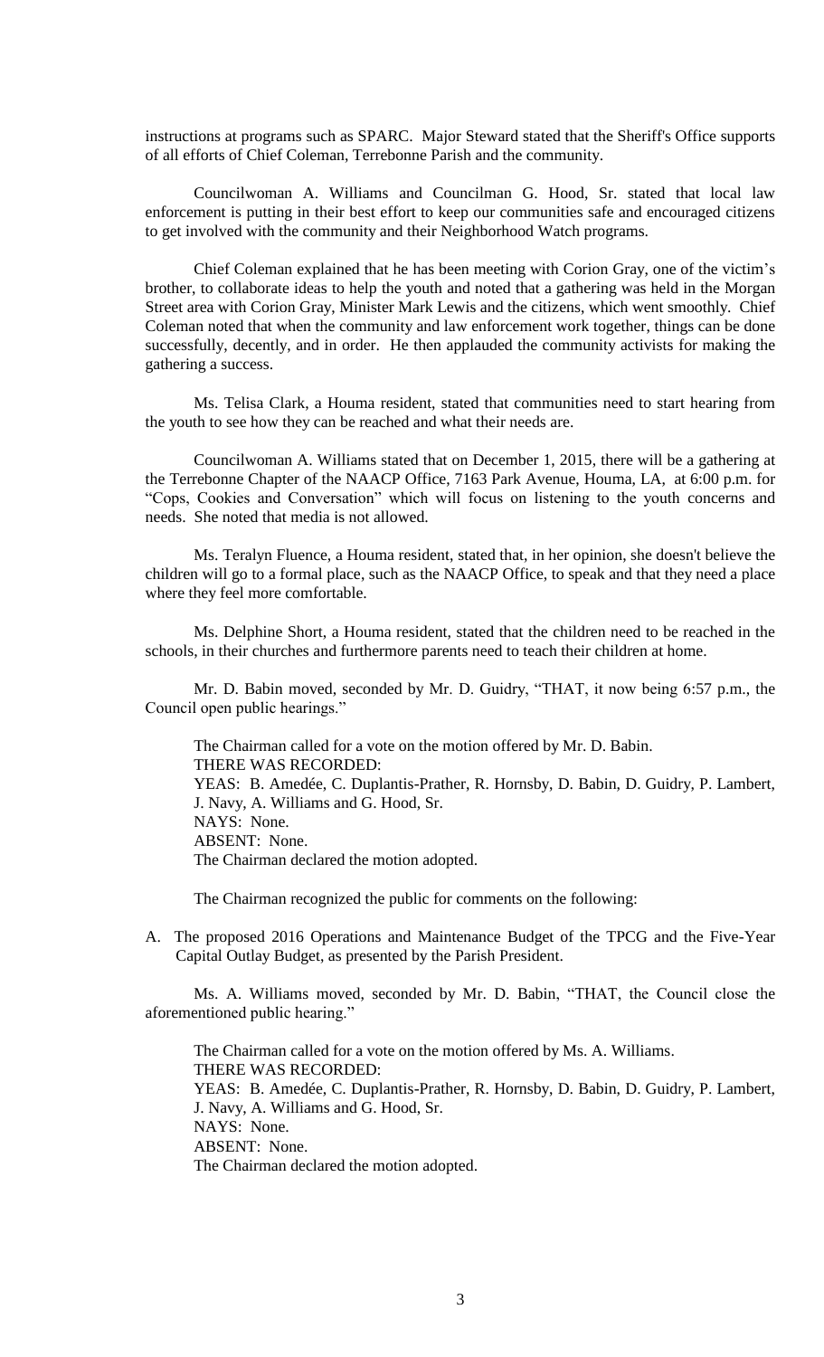instructions at programs such as SPARC. Major Steward stated that the Sheriff's Office supports of all efforts of Chief Coleman, Terrebonne Parish and the community.

Councilwoman A. Williams and Councilman G. Hood, Sr. stated that local law enforcement is putting in their best effort to keep our communities safe and encouraged citizens to get involved with the community and their Neighborhood Watch programs.

Chief Coleman explained that he has been meeting with Corion Gray, one of the victim's brother, to collaborate ideas to help the youth and noted that a gathering was held in the Morgan Street area with Corion Gray, Minister Mark Lewis and the citizens, which went smoothly. Chief Coleman noted that when the community and law enforcement work together, things can be done successfully, decently, and in order. He then applauded the community activists for making the gathering a success.

Ms. Telisa Clark, a Houma resident, stated that communities need to start hearing from the youth to see how they can be reached and what their needs are.

Councilwoman A. Williams stated that on December 1, 2015, there will be a gathering at the Terrebonne Chapter of the NAACP Office, 7163 Park Avenue, Houma, LA, at 6:00 p.m. for "Cops, Cookies and Conversation" which will focus on listening to the youth concerns and needs. She noted that media is not allowed.

Ms. Teralyn Fluence, a Houma resident, stated that, in her opinion, she doesn't believe the children will go to a formal place, such as the NAACP Office, to speak and that they need a place where they feel more comfortable.

Ms. Delphine Short, a Houma resident, stated that the children need to be reached in the schools, in their churches and furthermore parents need to teach their children at home.

Mr. D. Babin moved, seconded by Mr. D. Guidry, "THAT, it now being 6:57 p.m., the Council open public hearings."

The Chairman called for a vote on the motion offered by Mr. D. Babin.
THERE WAS RECORDED:
YEAS: B. Amedée, C. Duplantis-Prather, R. Hornsby, D. Babin, D. Guidry, P. Lambert, J. Navy, A. Williams and G. Hood, Sr.
NAYS: None.
ABSENT: None.
The Chairman declared the motion adopted.

The Chairman recognized the public for comments on the following:

A. The proposed 2016 Operations and Maintenance Budget of the TPCG and the Five-Year Capital Outlay Budget, as presented by the Parish President.

Ms. A. Williams moved, seconded by Mr. D. Babin, "THAT, the Council close the aforementioned public hearing."

The Chairman called for a vote on the motion offered by Ms. A. Williams.
THERE WAS RECORDED:
YEAS: B. Amedée, C. Duplantis-Prather, R. Hornsby, D. Babin, D. Guidry, P. Lambert, J. Navy, A. Williams and G. Hood, Sr.
NAYS: None.
ABSENT: None.
The Chairman declared the motion adopted.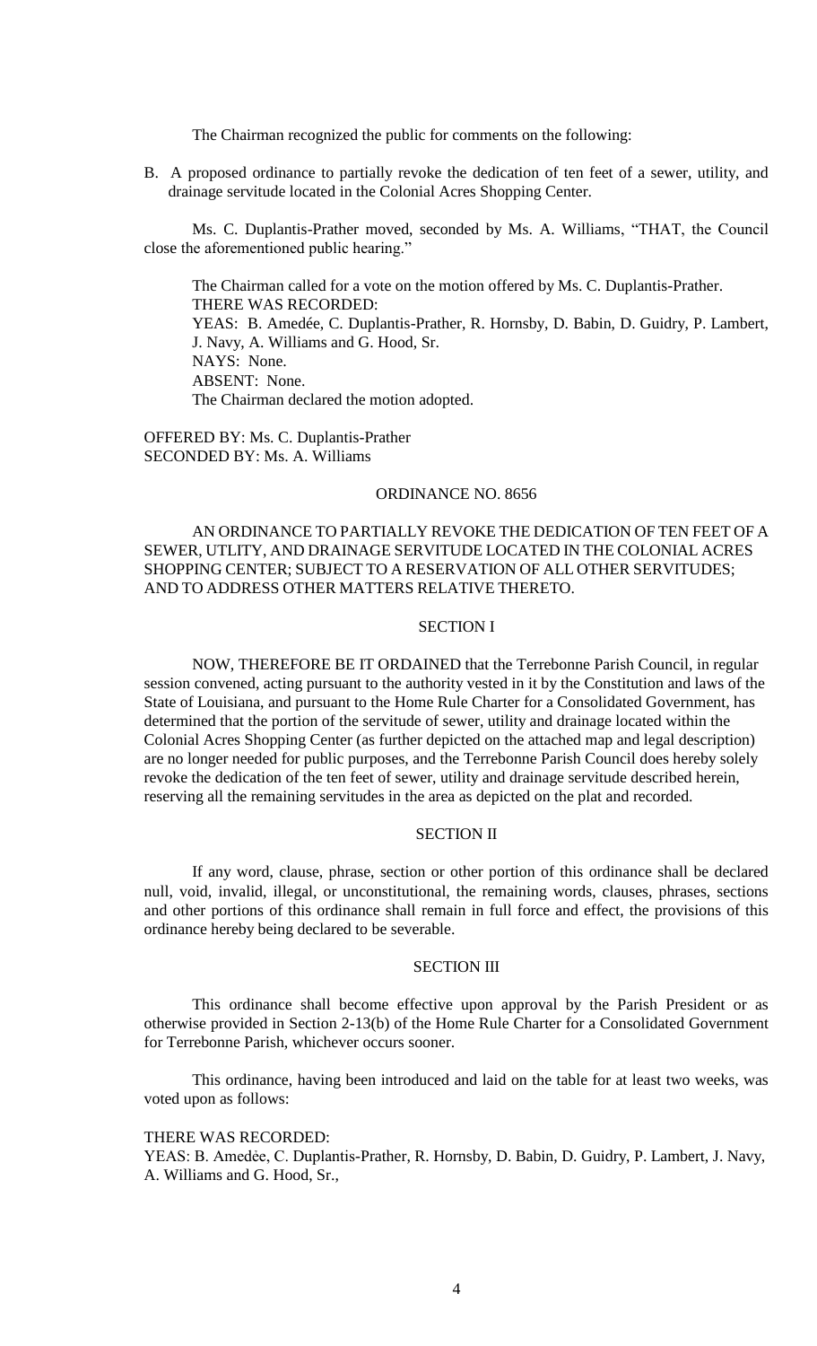The Chairman recognized the public for comments on the following:

B. A proposed ordinance to partially revoke the dedication of ten feet of a sewer, utility, and drainage servitude located in the Colonial Acres Shopping Center.

Ms. C. Duplantis-Prather moved, seconded by Ms. A. Williams, "THAT, the Council close the aforementioned public hearing."

The Chairman called for a vote on the motion offered by Ms. C. Duplantis-Prather.
THERE WAS RECORDED:
YEAS: B. Amedée, C. Duplantis-Prather, R. Hornsby, D. Babin, D. Guidry, P. Lambert, J. Navy, A. Williams and G. Hood, Sr.
NAYS: None.
ABSENT: None.
The Chairman declared the motion adopted.

OFFERED BY: Ms. C. Duplantis-Prather
SECONDED BY: Ms. A. Williams

ORDINANCE NO. 8656

AN ORDINANCE TO PARTIALLY REVOKE THE DEDICATION OF TEN FEET OF A SEWER, UTLITY, AND DRAINAGE SERVITUDE LOCATED IN THE COLONIAL ACRES SHOPPING CENTER; SUBJECT TO A RESERVATION OF ALL OTHER SERVITUDES; AND TO ADDRESS OTHER MATTERS RELATIVE THERETO.

SECTION I

NOW, THEREFORE BE IT ORDAINED that the Terrebonne Parish Council, in regular session convened, acting pursuant to the authority vested in it by the Constitution and laws of the State of Louisiana, and pursuant to the Home Rule Charter for a Consolidated Government, has determined that the portion of the servitude of sewer, utility and drainage located within the Colonial Acres Shopping Center (as further depicted on the attached map and legal description) are no longer needed for public purposes, and the Terrebonne Parish Council does hereby solely revoke the dedication of the ten feet of sewer, utility and drainage servitude described herein, reserving all the remaining servitudes in the area as depicted on the plat and recorded.

SECTION II

If any word, clause, phrase, section or other portion of this ordinance shall be declared null, void, invalid, illegal, or unconstitutional, the remaining words, clauses, phrases, sections and other portions of this ordinance shall remain in full force and effect, the provisions of this ordinance hereby being declared to be severable.

SECTION III

This ordinance shall become effective upon approval by the Parish President or as otherwise provided in Section 2-13(b) of the Home Rule Charter for a Consolidated Government for Terrebonne Parish, whichever occurs sooner.

This ordinance, having been introduced and laid on the table for at least two weeks, was voted upon as follows:

THERE WAS RECORDED:
YEAS: B. Amedėe, C. Duplantis-Prather, R. Hornsby, D. Babin, D. Guidry, P. Lambert, J. Navy, A. Williams and G. Hood, Sr.,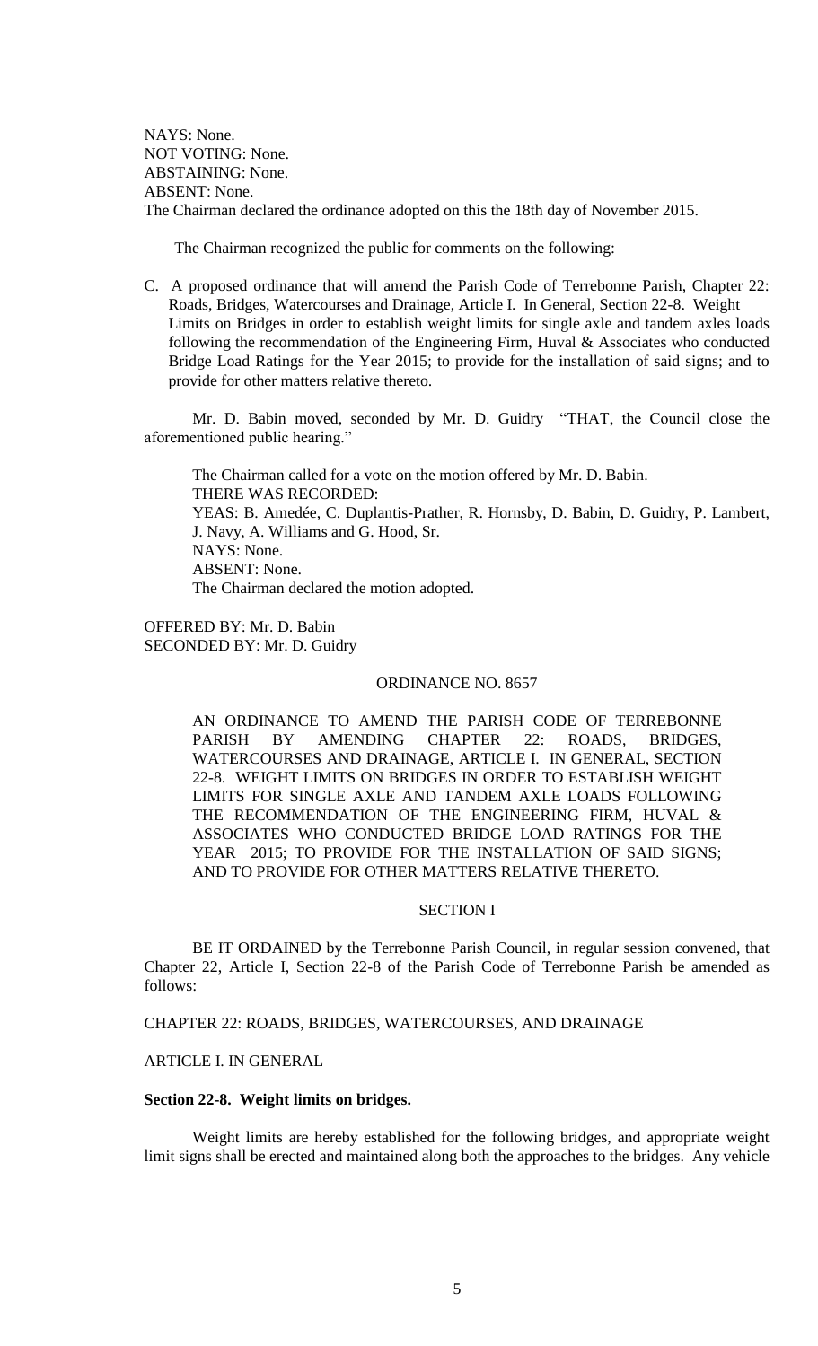NAYS: None.
NOT VOTING: None.
ABSTAINING: None.
ABSENT: None.
The Chairman declared the ordinance adopted on this the 18th day of November 2015.

The Chairman recognized the public for comments on the following:

C. A proposed ordinance that will amend the Parish Code of Terrebonne Parish, Chapter 22: Roads, Bridges, Watercourses and Drainage, Article I. In General, Section 22-8. Weight Limits on Bridges in order to establish weight limits for single axle and tandem axles loads following the recommendation of the Engineering Firm, Huval & Associates who conducted Bridge Load Ratings for the Year 2015; to provide for the installation of said signs; and to provide for other matters relative thereto.

Mr. D. Babin moved, seconded by Mr. D. Guidry "THAT, the Council close the aforementioned public hearing."

The Chairman called for a vote on the motion offered by Mr. D. Babin.
THERE WAS RECORDED:
YEAS: B. Amedée, C. Duplantis-Prather, R. Hornsby, D. Babin, D. Guidry, P. Lambert, J. Navy, A. Williams and G. Hood, Sr.
NAYS: None.
ABSENT: None.
The Chairman declared the motion adopted.

OFFERED BY: Mr. D. Babin
SECONDED BY: Mr. D. Guidry

ORDINANCE NO. 8657

AN ORDINANCE TO AMEND THE PARISH CODE OF TERREBONNE PARISH BY AMENDING CHAPTER 22: ROADS, BRIDGES, WATERCOURSES AND DRAINAGE, ARTICLE I. IN GENERAL, SECTION 22-8. WEIGHT LIMITS ON BRIDGES IN ORDER TO ESTABLISH WEIGHT LIMITS FOR SINGLE AXLE AND TANDEM AXLE LOADS FOLLOWING THE RECOMMENDATION OF THE ENGINEERING FIRM, HUVAL & ASSOCIATES WHO CONDUCTED BRIDGE LOAD RATINGS FOR THE YEAR 2015; TO PROVIDE FOR THE INSTALLATION OF SAID SIGNS; AND TO PROVIDE FOR OTHER MATTERS RELATIVE THERETO.

SECTION I

BE IT ORDAINED by the Terrebonne Parish Council, in regular session convened, that Chapter 22, Article I, Section 22-8 of the Parish Code of Terrebonne Parish be amended as follows:

CHAPTER 22: ROADS, BRIDGES, WATERCOURSES, AND DRAINAGE

ARTICLE I. IN GENERAL

**Section 22-8. Weight limits on bridges.**

Weight limits are hereby established for the following bridges, and appropriate weight limit signs shall be erected and maintained along both the approaches to the bridges. Any vehicle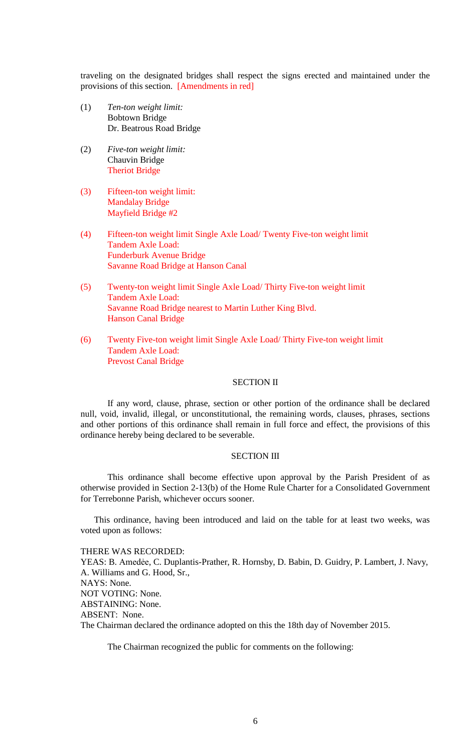traveling on the designated bridges shall respect the signs erected and maintained under the provisions of this section. [Amendments in red]

(1) *Ten-ton weight limit:*
Bobtown Bridge
Dr. Beatrous Road Bridge

(2) *Five-ton weight limit:*
Chauvin Bridge
Theriot Bridge

(3) Fifteen-ton weight limit:
Mandalay Bridge
Mayfield Bridge #2

(4) Fifteen-ton weight limit Single Axle Load/ Twenty Five-ton weight limit Tandem Axle Load:
Funderburk Avenue Bridge
Savanne Road Bridge at Hanson Canal

(5) Twenty-ton weight limit Single Axle Load/ Thirty Five-ton weight limit Tandem Axle Load:
Savanne Road Bridge nearest to Martin Luther King Blvd.
Hanson Canal Bridge

(6) Twenty Five-ton weight limit Single Axle Load/ Thirty Five-ton weight limit Tandem Axle Load:
Prevost Canal Bridge

SECTION II

If any word, clause, phrase, section or other portion of the ordinance shall be declared null, void, invalid, illegal, or unconstitutional, the remaining words, clauses, phrases, sections and other portions of this ordinance shall remain in full force and effect, the provisions of this ordinance hereby being declared to be severable.

SECTION III

This ordinance shall become effective upon approval by the Parish President of as otherwise provided in Section 2-13(b) of the Home Rule Charter for a Consolidated Government for Terrebonne Parish, whichever occurs sooner.

This ordinance, having been introduced and laid on the table for at least two weeks, was voted upon as follows:

THERE WAS RECORDED:
YEAS: B. Amedėe, C. Duplantis-Prather, R. Hornsby, D. Babin, D. Guidry, P. Lambert, J. Navy, A. Williams and G. Hood, Sr.,
NAYS: None.
NOT VOTING: None.
ABSTAINING: None.
ABSENT: None.
The Chairman declared the ordinance adopted on this the 18th day of November 2015.

The Chairman recognized the public for comments on the following: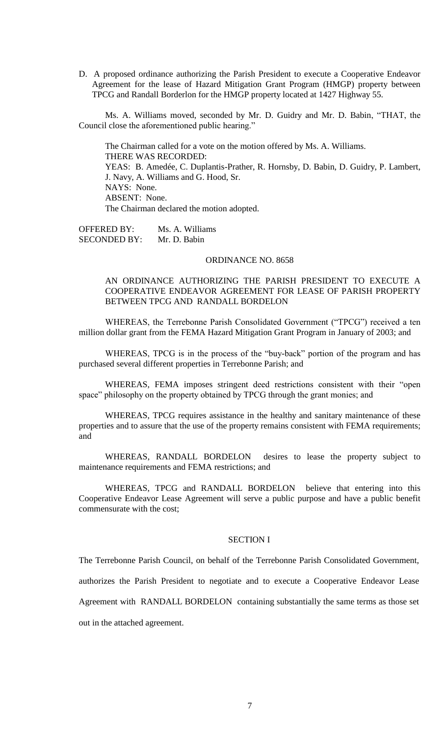D. A proposed ordinance authorizing the Parish President to execute a Cooperative Endeavor Agreement for the lease of Hazard Mitigation Grant Program (HMGP) property between TPCG and Randall Borderlon for the HMGP property located at 1427 Highway 55.

Ms. A. Williams moved, seconded by Mr. D. Guidry and Mr. D. Babin, "THAT, the Council close the aforementioned public hearing."

The Chairman called for a vote on the motion offered by Ms. A. Williams.
THERE WAS RECORDED:
YEAS: B. Amedée, C. Duplantis-Prather, R. Hornsby, D. Babin, D. Guidry, P. Lambert, J. Navy, A. Williams and G. Hood, Sr.
NAYS: None.
ABSENT: None.
The Chairman declared the motion adopted.

OFFERED BY: Ms. A. Williams
SECONDED BY: Mr. D. Babin

ORDINANCE NO. 8658

AN ORDINANCE AUTHORIZING THE PARISH PRESIDENT TO EXECUTE A COOPERATIVE ENDEAVOR AGREEMENT FOR LEASE OF PARISH PROPERTY BETWEEN TPCG AND RANDALL BORDELON

WHEREAS, the Terrebonne Parish Consolidated Government ("TPCG") received a ten million dollar grant from the FEMA Hazard Mitigation Grant Program in January of 2003; and

WHEREAS, TPCG is in the process of the "buy-back" portion of the program and has purchased several different properties in Terrebonne Parish; and

WHEREAS, FEMA imposes stringent deed restrictions consistent with their "open space" philosophy on the property obtained by TPCG through the grant monies; and

WHEREAS, TPCG requires assistance in the healthy and sanitary maintenance of these properties and to assure that the use of the property remains consistent with FEMA requirements; and

WHEREAS, RANDALL BORDELON desires to lease the property subject to maintenance requirements and FEMA restrictions; and

WHEREAS, TPCG and RANDALL BORDELON believe that entering into this Cooperative Endeavor Lease Agreement will serve a public purpose and have a public benefit commensurate with the cost;

SECTION I

The Terrebonne Parish Council, on behalf of the Terrebonne Parish Consolidated Government, authorizes the Parish President to negotiate and to execute a Cooperative Endeavor Lease Agreement with RANDALL BORDELON containing substantially the same terms as those set out in the attached agreement.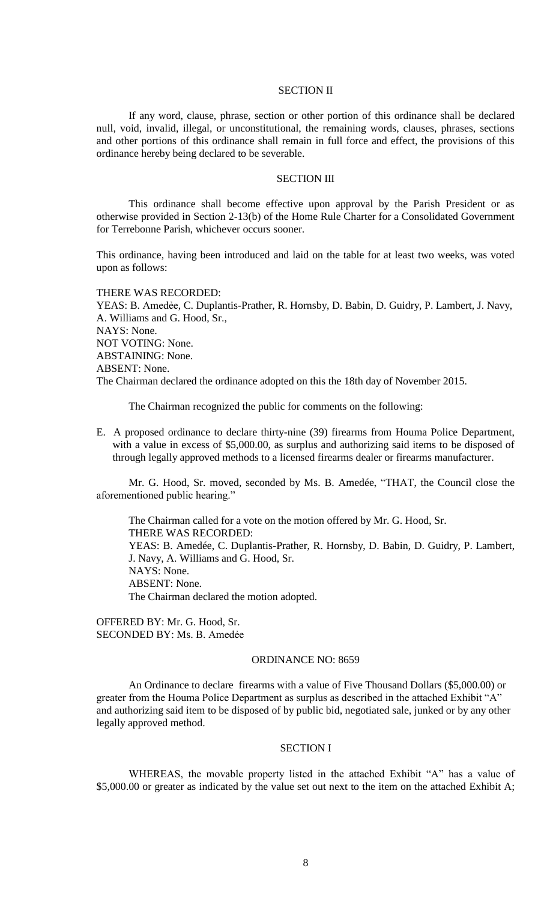SECTION II

If any word, clause, phrase, section or other portion of this ordinance shall be declared null, void, invalid, illegal, or unconstitutional, the remaining words, clauses, phrases, sections and other portions of this ordinance shall remain in full force and effect, the provisions of this ordinance hereby being declared to be severable.

SECTION III

This ordinance shall become effective upon approval by the Parish President or as otherwise provided in Section 2-13(b) of the Home Rule Charter for a Consolidated Government for Terrebonne Parish, whichever occurs sooner.

This ordinance, having been introduced and laid on the table for at least two weeks, was voted upon as follows:

THERE WAS RECORDED:
YEAS: B. Amedẻe, C. Duplantis-Prather, R. Hornsby, D. Babin, D. Guidry, P. Lambert, J. Navy, A. Williams and G. Hood, Sr.,
NAYS: None.
NOT VOTING: None.
ABSTAINING: None.
ABSENT: None.
The Chairman declared the ordinance adopted on this the 18th day of November 2015.

The Chairman recognized the public for comments on the following:

E. A proposed ordinance to declare thirty-nine (39) firearms from Houma Police Department, with a value in excess of $5,000.00, as surplus and authorizing said items to be disposed of through legally approved methods to a licensed firearms dealer or firearms manufacturer.

Mr. G. Hood, Sr. moved, seconded by Ms. B. Amedée, "THAT, the Council close the aforementioned public hearing."

The Chairman called for a vote on the motion offered by Mr. G. Hood, Sr.
THERE WAS RECORDED:
YEAS: B. Amedée, C. Duplantis-Prather, R. Hornsby, D. Babin, D. Guidry, P. Lambert, J. Navy, A. Williams and G. Hood, Sr.
NAYS: None.
ABSENT: None.
The Chairman declared the motion adopted.

OFFERED BY: Mr. G. Hood, Sr.
SECONDED BY: Ms. B. Amedẻe

ORDINANCE NO: 8659

An Ordinance to declare firearms with a value of Five Thousand Dollars ($5,000.00) or greater from the Houma Police Department as surplus as described in the attached Exhibit "A" and authorizing said item to be disposed of by public bid, negotiated sale, junked or by any other legally approved method.

SECTION I

WHEREAS, the movable property listed in the attached Exhibit "A" has a value of $5,000.00 or greater as indicated by the value set out next to the item on the attached Exhibit A;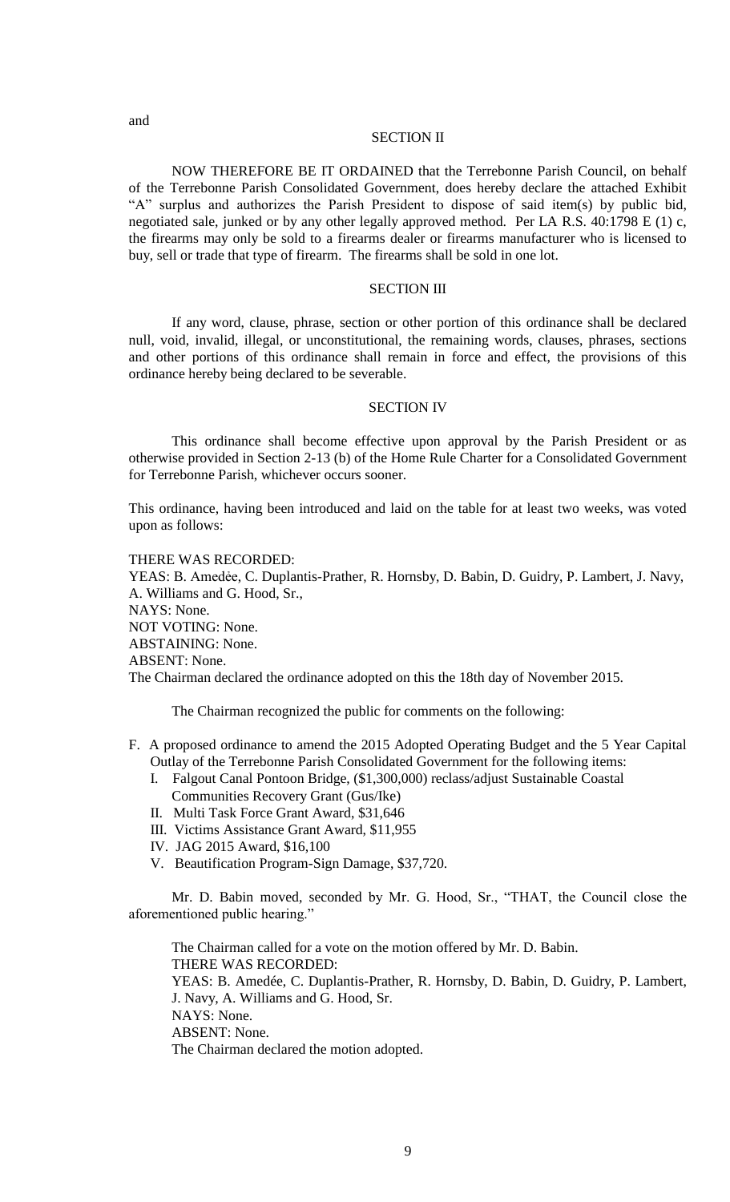and

SECTION II

NOW THEREFORE BE IT ORDAINED that the Terrebonne Parish Council, on behalf of the Terrebonne Parish Consolidated Government, does hereby declare the attached Exhibit "A" surplus and authorizes the Parish President to dispose of said item(s) by public bid, negotiated sale, junked or by any other legally approved method. Per LA R.S. 40:1798 E (1) c, the firearms may only be sold to a firearms dealer or firearms manufacturer who is licensed to buy, sell or trade that type of firearm. The firearms shall be sold in one lot.

SECTION III

If any word, clause, phrase, section or other portion of this ordinance shall be declared null, void, invalid, illegal, or unconstitutional, the remaining words, clauses, phrases, sections and other portions of this ordinance shall remain in force and effect, the provisions of this ordinance hereby being declared to be severable.

SECTION IV

This ordinance shall become effective upon approval by the Parish President or as otherwise provided in Section 2-13 (b) of the Home Rule Charter for a Consolidated Government for Terrebonne Parish, whichever occurs sooner.

This ordinance, having been introduced and laid on the table for at least two weeks, was voted upon as follows:

THERE WAS RECORDED:
YEAS: B. Amedée, C. Duplantis-Prather, R. Hornsby, D. Babin, D. Guidry, P. Lambert, J. Navy, A. Williams and G. Hood, Sr.,
NAYS: None.
NOT VOTING: None.
ABSTAINING: None.
ABSENT: None.
The Chairman declared the ordinance adopted on this the 18th day of November 2015.

The Chairman recognized the public for comments on the following:

F. A proposed ordinance to amend the 2015 Adopted Operating Budget and the 5 Year Capital Outlay of the Terrebonne Parish Consolidated Government for the following items:
   I. Falgout Canal Pontoon Bridge, ($1,300,000) reclass/adjust Sustainable Coastal Communities Recovery Grant (Gus/Ike)
   II. Multi Task Force Grant Award, $31,646
   III. Victims Assistance Grant Award, $11,955
   IV. JAG 2015 Award, $16,100
   V. Beautification Program-Sign Damage, $37,720.

Mr. D. Babin moved, seconded by Mr. G. Hood, Sr., "THAT, the Council close the aforementioned public hearing."

The Chairman called for a vote on the motion offered by Mr. D. Babin.
THERE WAS RECORDED:
YEAS: B. Amedée, C. Duplantis-Prather, R. Hornsby, D. Babin, D. Guidry, P. Lambert, J. Navy, A. Williams and G. Hood, Sr.
NAYS: None.
ABSENT: None.
The Chairman declared the motion adopted.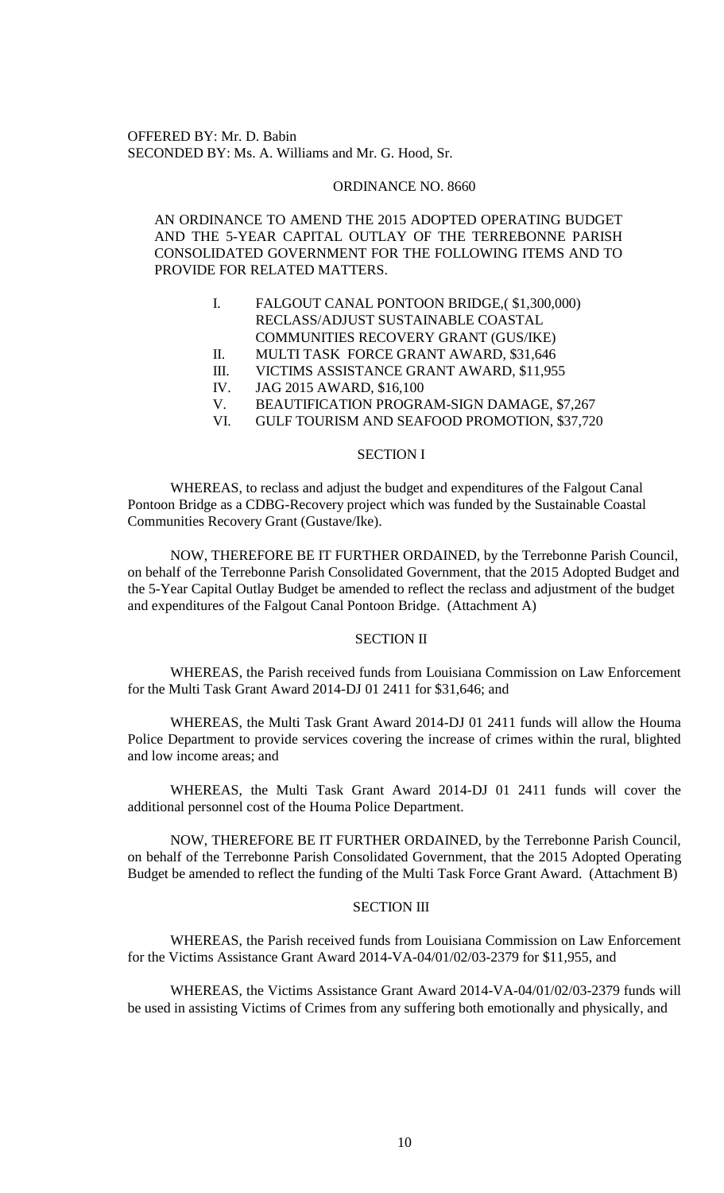OFFERED BY: Mr. D. Babin
SECONDED BY: Ms. A. Williams and Mr. G. Hood, Sr.

## ORDINANCE NO. 8660

AN ORDINANCE TO AMEND THE 2015 ADOPTED OPERATING BUDGET AND THE 5-YEAR CAPITAL OUTLAY OF THE TERREBONNE PARISH CONSOLIDATED GOVERNMENT FOR THE FOLLOWING ITEMS AND TO PROVIDE FOR RELATED MATTERS.

I. FALGOUT CANAL PONTOON BRIDGE,( $1,300,000) RECLASS/ADJUST SUSTAINABLE COASTAL COMMUNITIES RECOVERY GRANT (GUS/IKE)
II. MULTI TASK FORCE GRANT AWARD, $31,646
III. VICTIMS ASSISTANCE GRANT AWARD, $11,955
IV. JAG 2015 AWARD, $16,100
V. BEAUTIFICATION PROGRAM-SIGN DAMAGE, $7,267
VI. GULF TOURISM AND SEAFOOD PROMOTION, $37,720

### SECTION I

WHEREAS, to reclass and adjust the budget and expenditures of the Falgout Canal Pontoon Bridge as a CDBG-Recovery project which was funded by the Sustainable Coastal Communities Recovery Grant (Gustave/Ike).

NOW, THEREFORE BE IT FURTHER ORDAINED, by the Terrebonne Parish Council, on behalf of the Terrebonne Parish Consolidated Government, that the 2015 Adopted Budget and the 5-Year Capital Outlay Budget be amended to reflect the reclass and adjustment of the budget and expenditures of the Falgout Canal Pontoon Bridge. (Attachment A)

### SECTION II

WHEREAS, the Parish received funds from Louisiana Commission on Law Enforcement for the Multi Task Grant Award 2014-DJ 01 2411 for $31,646; and

WHEREAS, the Multi Task Grant Award 2014-DJ 01 2411 funds will allow the Houma Police Department to provide services covering the increase of crimes within the rural, blighted and low income areas; and

WHEREAS, the Multi Task Grant Award 2014-DJ 01 2411 funds will cover the additional personnel cost of the Houma Police Department.

NOW, THEREFORE BE IT FURTHER ORDAINED, by the Terrebonne Parish Council, on behalf of the Terrebonne Parish Consolidated Government, that the 2015 Adopted Operating Budget be amended to reflect the funding of the Multi Task Force Grant Award. (Attachment B)

### SECTION III

WHEREAS, the Parish received funds from Louisiana Commission on Law Enforcement for the Victims Assistance Grant Award 2014-VA-04/01/02/03-2379 for $11,955, and

WHEREAS, the Victims Assistance Grant Award 2014-VA-04/01/02/03-2379 funds will be used in assisting Victims of Crimes from any suffering both emotionally and physically, and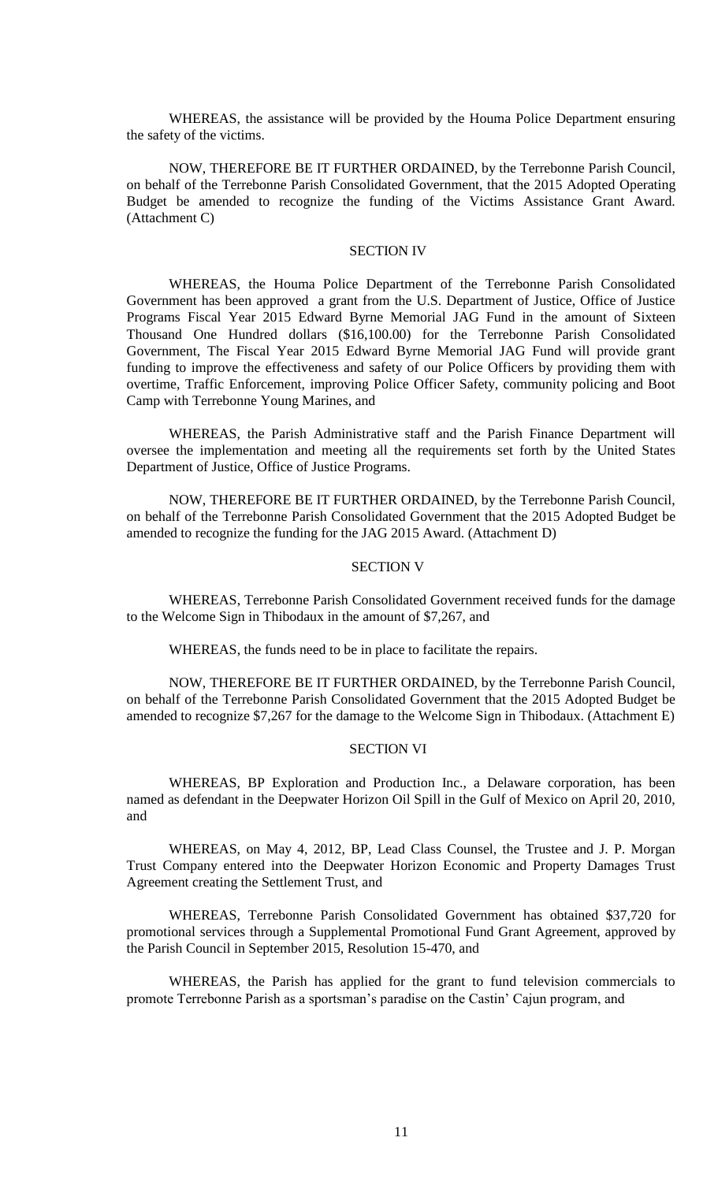WHEREAS, the assistance will be provided by the Houma Police Department ensuring the safety of the victims.

NOW, THEREFORE BE IT FURTHER ORDAINED, by the Terrebonne Parish Council, on behalf of the Terrebonne Parish Consolidated Government, that the 2015 Adopted Operating Budget be amended to recognize the funding of the Victims Assistance Grant Award. (Attachment C)

## SECTION IV

WHEREAS, the Houma Police Department of the Terrebonne Parish Consolidated Government has been approved a grant from the U.S. Department of Justice, Office of Justice Programs Fiscal Year 2015 Edward Byrne Memorial JAG Fund in the amount of Sixteen Thousand One Hundred dollars ($16,100.00) for the Terrebonne Parish Consolidated Government, The Fiscal Year 2015 Edward Byrne Memorial JAG Fund will provide grant funding to improve the effectiveness and safety of our Police Officers by providing them with overtime, Traffic Enforcement, improving Police Officer Safety, community policing and Boot Camp with Terrebonne Young Marines, and

WHEREAS, the Parish Administrative staff and the Parish Finance Department will oversee the implementation and meeting all the requirements set forth by the United States Department of Justice, Office of Justice Programs.

NOW, THEREFORE BE IT FURTHER ORDAINED, by the Terrebonne Parish Council, on behalf of the Terrebonne Parish Consolidated Government that the 2015 Adopted Budget be amended to recognize the funding for the JAG 2015 Award. (Attachment D)

## SECTION V

WHEREAS, Terrebonne Parish Consolidated Government received funds for the damage to the Welcome Sign in Thibodaux in the amount of $7,267, and

WHEREAS, the funds need to be in place to facilitate the repairs.

NOW, THEREFORE BE IT FURTHER ORDAINED, by the Terrebonne Parish Council, on behalf of the Terrebonne Parish Consolidated Government that the 2015 Adopted Budget be amended to recognize $7,267 for the damage to the Welcome Sign in Thibodaux. (Attachment E)

## SECTION VI

WHEREAS, BP Exploration and Production Inc., a Delaware corporation, has been named as defendant in the Deepwater Horizon Oil Spill in the Gulf of Mexico on April 20, 2010, and

WHEREAS, on May 4, 2012, BP, Lead Class Counsel, the Trustee and J. P. Morgan Trust Company entered into the Deepwater Horizon Economic and Property Damages Trust Agreement creating the Settlement Trust, and

WHEREAS, Terrebonne Parish Consolidated Government has obtained $37,720 for promotional services through a Supplemental Promotional Fund Grant Agreement, approved by the Parish Council in September 2015, Resolution 15-470, and

WHEREAS, the Parish has applied for the grant to fund television commercials to promote Terrebonne Parish as a sportsman's paradise on the Castin' Cajun program, and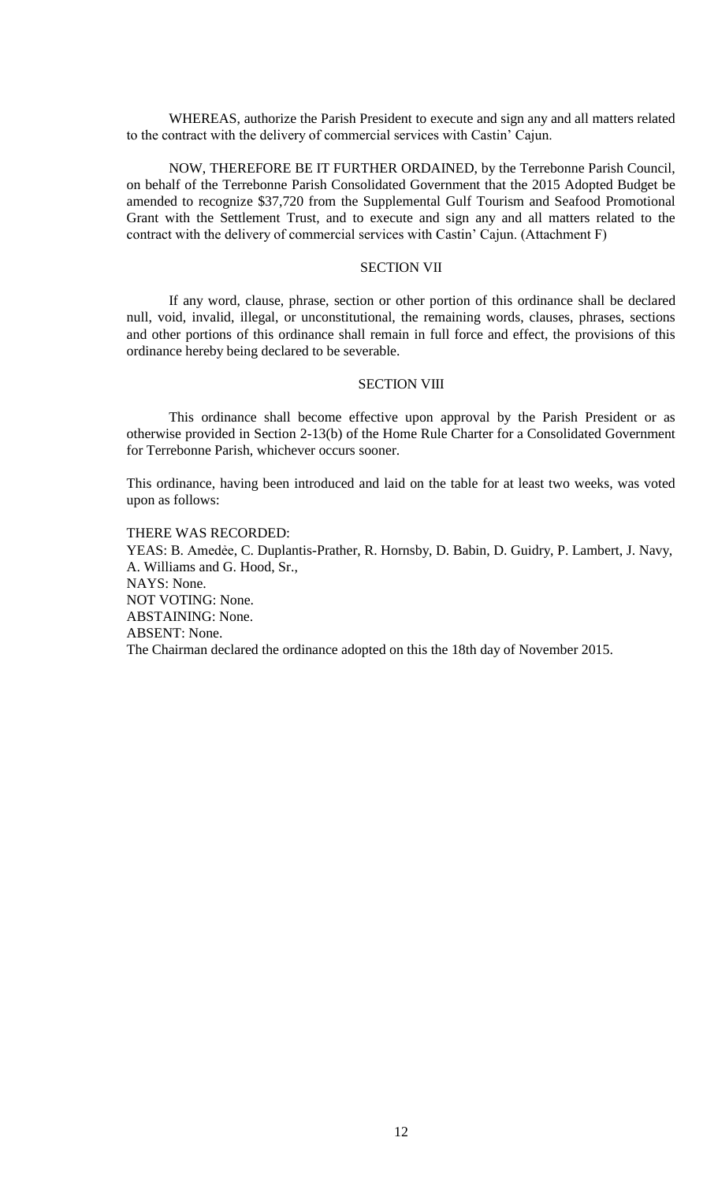WHEREAS, authorize the Parish President to execute and sign any and all matters related to the contract with the delivery of commercial services with Castin' Cajun.

NOW, THEREFORE BE IT FURTHER ORDAINED, by the Terrebonne Parish Council, on behalf of the Terrebonne Parish Consolidated Government that the 2015 Adopted Budget be amended to recognize $37,720 from the Supplemental Gulf Tourism and Seafood Promotional Grant with the Settlement Trust, and to execute and sign any and all matters related to the contract with the delivery of commercial services with Castin' Cajun. (Attachment F)

SECTION VII

If any word, clause, phrase, section or other portion of this ordinance shall be declared null, void, invalid, illegal, or unconstitutional, the remaining words, clauses, phrases, sections and other portions of this ordinance shall remain in full force and effect, the provisions of this ordinance hereby being declared to be severable.

SECTION VIII

This ordinance shall become effective upon approval by the Parish President or as otherwise provided in Section 2-13(b) of the Home Rule Charter for a Consolidated Government for Terrebonne Parish, whichever occurs sooner.

This ordinance, having been introduced and laid on the table for at least two weeks, was voted upon as follows:

THERE WAS RECORDED:
YEAS: B. Amedėe, C. Duplantis-Prather, R. Hornsby, D. Babin, D. Guidry, P. Lambert, J. Navy, A. Williams and G. Hood, Sr.,
NAYS: None.
NOT VOTING: None.
ABSTAINING: None.
ABSENT: None.
The Chairman declared the ordinance adopted on this the 18th day of November 2015.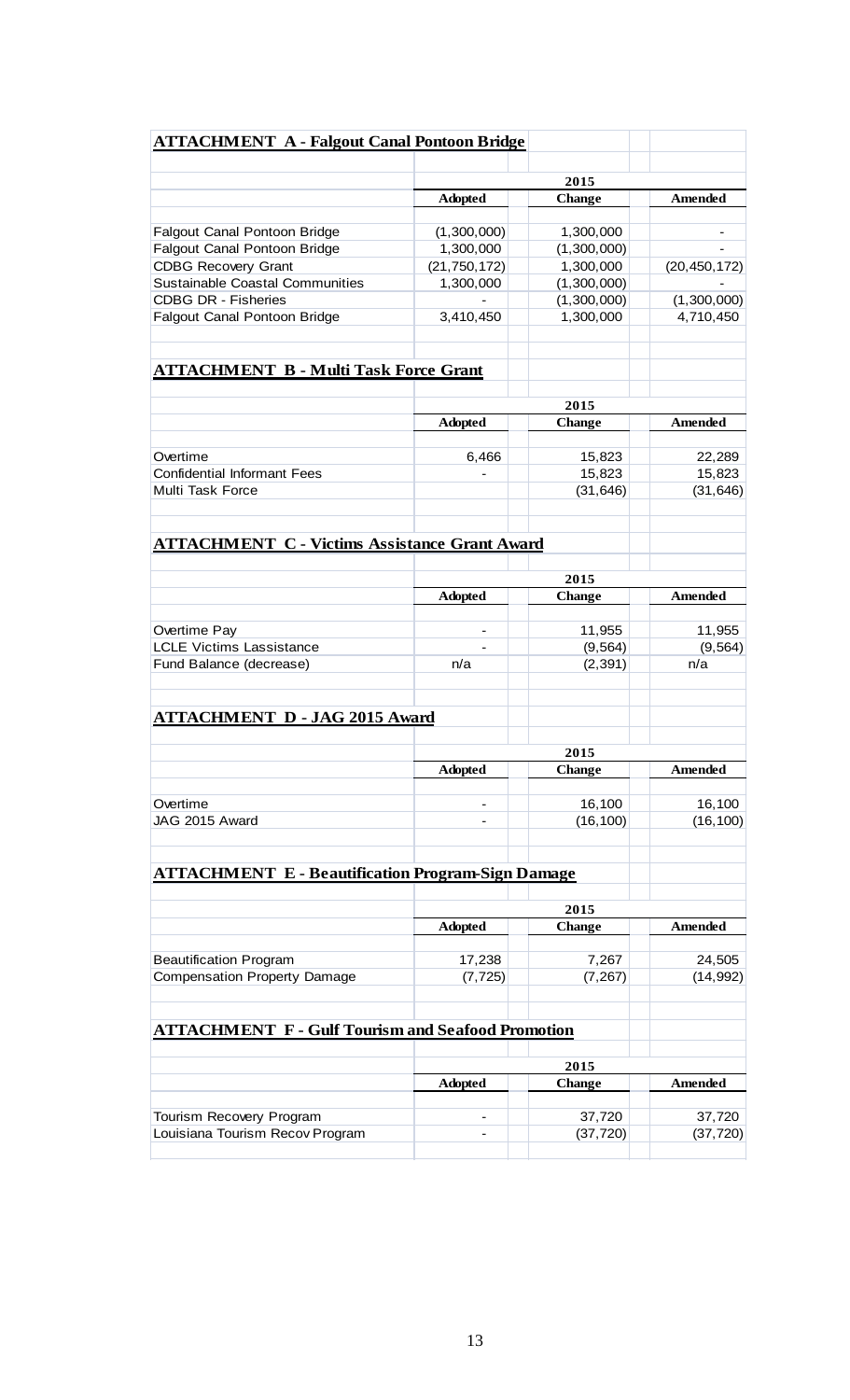## **ATTACHMENT A - Falgout Canal Pontoon Bridge**

| | 2015 | | |
|---|---|---|---|
| | **Adopted** | **Change** | **Amended** |
| Falgout Canal Pontoon Bridge | (1,300,000) | 1,300,000 | - |
| Falgout Canal Pontoon Bridge | 1,300,000 | (1,300,000) | - |
| CDBG Recovery Grant | (21,750,172) | 1,300,000 | (20,450,172) |
| Sustainable Coastal Communities | 1,300,000 | (1,300,000) | - |
| CDBG DR - Fisheries | - | (1,300,000) | (1,300,000) |
| Falgout Canal Pontoon Bridge | 3,410,450 | 1,300,000 | 4,710,450 |

## **ATTACHMENT B - Multi Task Force Grant**

| | 2015 | | |
|---|---|---|---|
| | **Adopted** | **Change** | **Amended** |
| Overtime | 6,466 | 15,823 | 22,289 |
| Confidential Informant Fees | - | 15,823 | 15,823 |
| Multi Task Force | | (31,646) | (31,646) |

## **ATTACHMENT C - Victims Assistance Grant Award**

| | 2015 | | |
|---|---|---|---|
| | **Adopted** | **Change** | **Amended** |
| Overtime Pay | - | 11,955 | 11,955 |
| LCLE Victims Lassistance | - | (9,564) | (9,564) |
| Fund Balance (decrease) | n/a | (2,391) | n/a |

## **ATTACHMENT D - JAG 2015 Award**

| | 2015 | | |
|---|---|---|---|
| | **Adopted** | **Change** | **Amended** |
| Overtime | - | 16,100 | 16,100 |
| JAG 2015 Award | - | (16,100) | (16,100) |

## **ATTACHMENT E - Beautification Program-Sign Damage**

| | 2015 | | |
|---|---|---|---|
| | **Adopted** | **Change** | **Amended** |
| Beautification Program | 17,238 | 7,267 | 24,505 |
| Compensation Property Damage | (7,725) | (7,267) | (14,992) |

## **ATTACHMENT F - Gulf Tourism and Seafood Promotion**

| | 2015 | | |
|---|---|---|---|
| | **Adopted** | **Change** | **Amended** |
| Tourism Recovery Program | - | 37,720 | 37,720 |
| Louisiana Tourism Recov Program | - | (37,720) | (37,720) |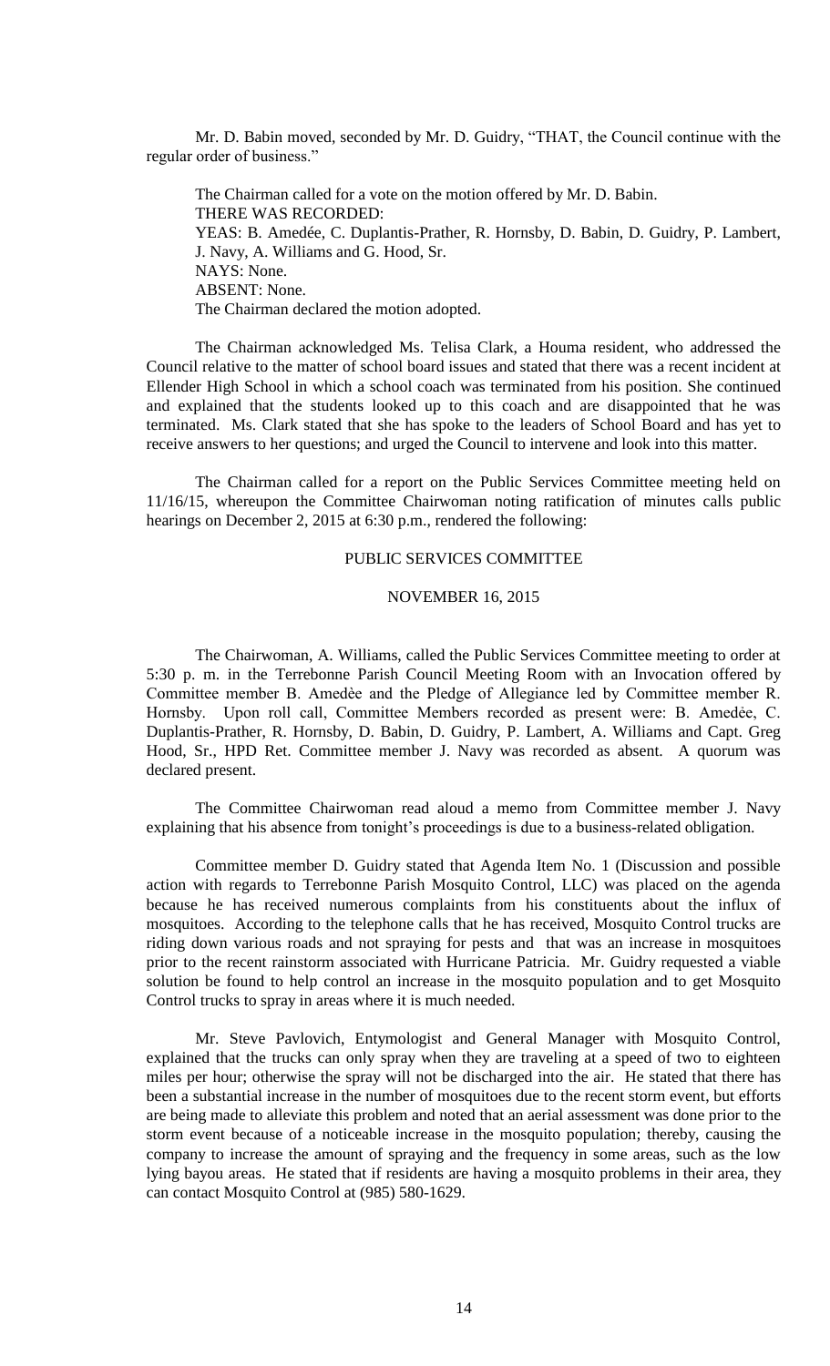Mr. D. Babin moved, seconded by Mr. D. Guidry, "THAT, the Council continue with the regular order of business."

The Chairman called for a vote on the motion offered by Mr. D. Babin.
THERE WAS RECORDED:
YEAS: B. Amedée, C. Duplantis-Prather, R. Hornsby, D. Babin, D. Guidry, P. Lambert, J. Navy, A. Williams and G. Hood, Sr.
NAYS: None.
ABSENT: None.
The Chairman declared the motion adopted.

The Chairman acknowledged Ms. Telisa Clark, a Houma resident, who addressed the Council relative to the matter of school board issues and stated that there was a recent incident at Ellender High School in which a school coach was terminated from his position. She continued and explained that the students looked up to this coach and are disappointed that he was terminated. Ms. Clark stated that she has spoke to the leaders of School Board and has yet to receive answers to her questions; and urged the Council to intervene and look into this matter.

The Chairman called for a report on the Public Services Committee meeting held on 11/16/15, whereupon the Committee Chairwoman noting ratification of minutes calls public hearings on December 2, 2015 at 6:30 p.m., rendered the following:

PUBLIC SERVICES COMMITTEE

NOVEMBER 16, 2015

The Chairwoman, A. Williams, called the Public Services Committee meeting to order at 5:30 p. m. in the Terrebonne Parish Council Meeting Room with an Invocation offered by Committee member B. Amedèe and the Pledge of Allegiance led by Committee member R. Hornsby. Upon roll call, Committee Members recorded as present were: B. Amedée, C. Duplantis-Prather, R. Hornsby, D. Babin, D. Guidry, P. Lambert, A. Williams and Capt. Greg Hood, Sr., HPD Ret. Committee member J. Navy was recorded as absent. A quorum was declared present.

The Committee Chairwoman read aloud a memo from Committee member J. Navy explaining that his absence from tonight's proceedings is due to a business-related obligation.

Committee member D. Guidry stated that Agenda Item No. 1 (Discussion and possible action with regards to Terrebonne Parish Mosquito Control, LLC) was placed on the agenda because he has received numerous complaints from his constituents about the influx of mosquitoes. According to the telephone calls that he has received, Mosquito Control trucks are riding down various roads and not spraying for pests and that was an increase in mosquitoes prior to the recent rainstorm associated with Hurricane Patricia. Mr. Guidry requested a viable solution be found to help control an increase in the mosquito population and to get Mosquito Control trucks to spray in areas where it is much needed.

Mr. Steve Pavlovich, Entymologist and General Manager with Mosquito Control, explained that the trucks can only spray when they are traveling at a speed of two to eighteen miles per hour; otherwise the spray will not be discharged into the air. He stated that there has been a substantial increase in the number of mosquitoes due to the recent storm event, but efforts are being made to alleviate this problem and noted that an aerial assessment was done prior to the storm event because of a noticeable increase in the mosquito population; thereby, causing the company to increase the amount of spraying and the frequency in some areas, such as the low lying bayou areas. He stated that if residents are having a mosquito problems in their area, they can contact Mosquito Control at (985) 580-1629.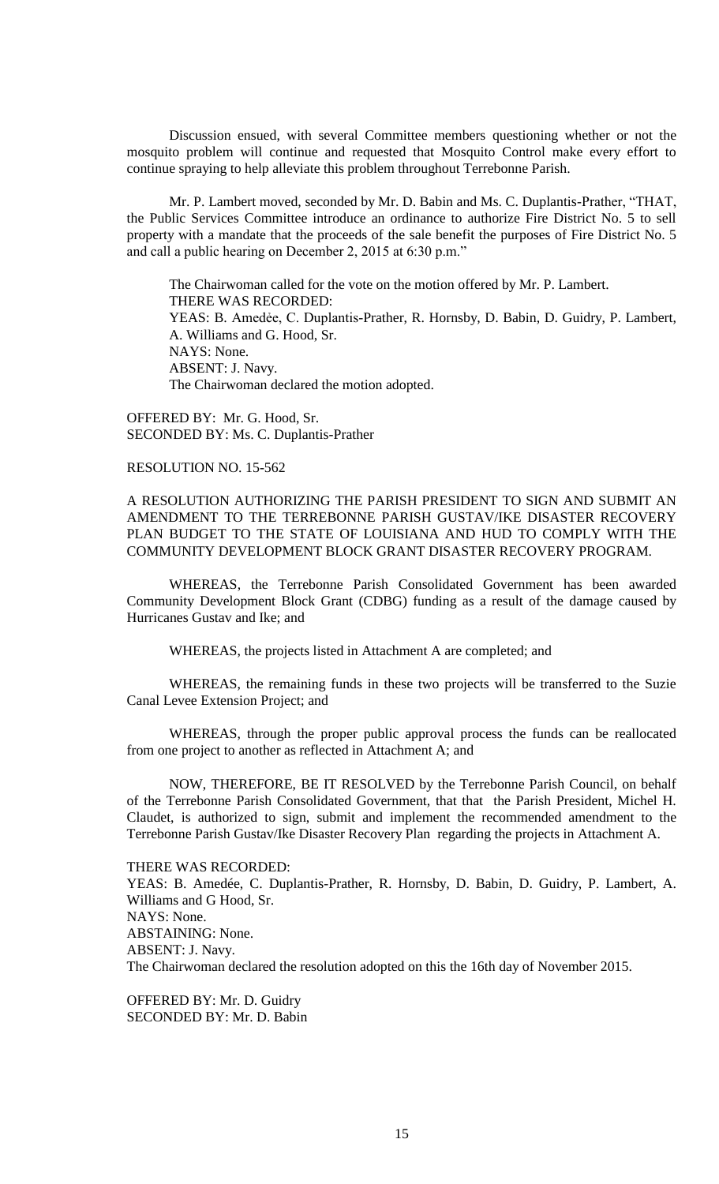Discussion ensued, with several Committee members questioning whether or not the mosquito problem will continue and requested that Mosquito Control make every effort to continue spraying to help alleviate this problem throughout Terrebonne Parish.

Mr. P. Lambert moved, seconded by Mr. D. Babin and Ms. C. Duplantis-Prather, "THAT, the Public Services Committee introduce an ordinance to authorize Fire District No. 5 to sell property with a mandate that the proceeds of the sale benefit the purposes of Fire District No. 5 and call a public hearing on December 2, 2015 at 6:30 p.m."

The Chairwoman called for the vote on the motion offered by Mr. P. Lambert.
THERE WAS RECORDED:
YEAS: B. Amedẻe, C. Duplantis-Prather, R. Hornsby, D. Babin, D. Guidry, P. Lambert, A. Williams and G. Hood, Sr.
NAYS: None.
ABSENT: J. Navy.
The Chairwoman declared the motion adopted.

OFFERED BY: Mr. G. Hood, Sr.
SECONDED BY: Ms. C. Duplantis-Prather

RESOLUTION NO. 15-562

A RESOLUTION AUTHORIZING THE PARISH PRESIDENT TO SIGN AND SUBMIT AN AMENDMENT TO THE TERREBONNE PARISH GUSTAV/IKE DISASTER RECOVERY PLAN BUDGET TO THE STATE OF LOUISIANA AND HUD TO COMPLY WITH THE COMMUNITY DEVELOPMENT BLOCK GRANT DISASTER RECOVERY PROGRAM.

WHEREAS, the Terrebonne Parish Consolidated Government has been awarded Community Development Block Grant (CDBG) funding as a result of the damage caused by Hurricanes Gustav and Ike; and

WHEREAS, the projects listed in Attachment A are completed; and

WHEREAS, the remaining funds in these two projects will be transferred to the Suzie Canal Levee Extension Project; and

WHEREAS, through the proper public approval process the funds can be reallocated from one project to another as reflected in Attachment A; and

NOW, THEREFORE, BE IT RESOLVED by the Terrebonne Parish Council, on behalf of the Terrebonne Parish Consolidated Government, that that the Parish President, Michel H. Claudet, is authorized to sign, submit and implement the recommended amendment to the Terrebonne Parish Gustav/Ike Disaster Recovery Plan regarding the projects in Attachment A.

THERE WAS RECORDED:
YEAS: B. Amedée, C. Duplantis-Prather, R. Hornsby, D. Babin, D. Guidry, P. Lambert, A. Williams and G Hood, Sr.
NAYS: None.
ABSTAINING: None.
ABSENT: J. Navy.
The Chairwoman declared the resolution adopted on this the 16th day of November 2015.

OFFERED BY: Mr. D. Guidry
SECONDED BY: Mr. D. Babin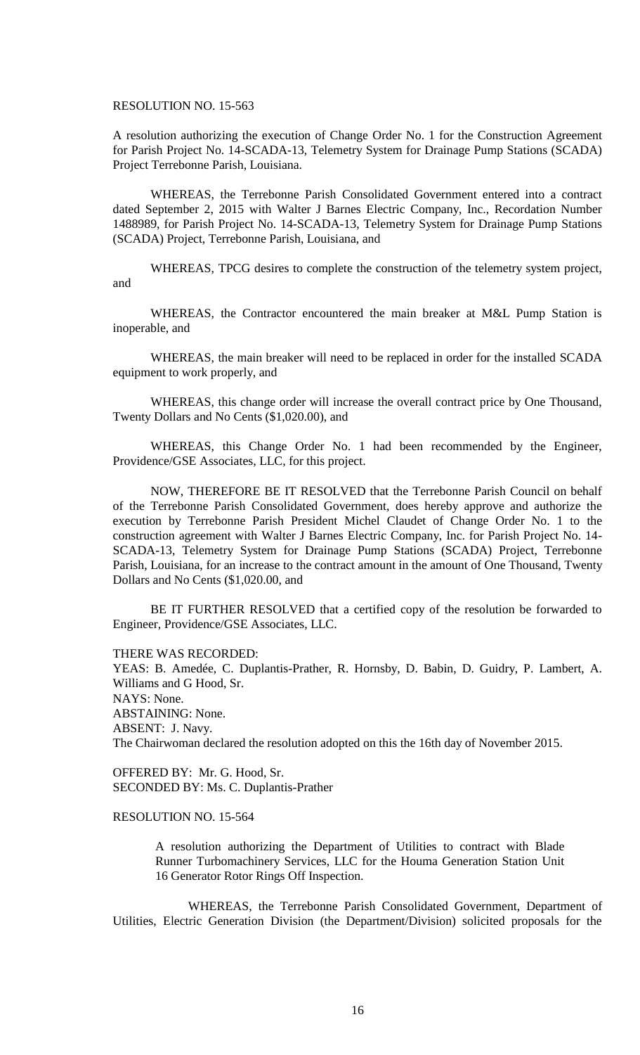RESOLUTION NO. 15-563

A resolution authorizing the execution of Change Order No. 1 for the Construction Agreement for Parish Project No. 14-SCADA-13, Telemetry System for Drainage Pump Stations (SCADA) Project Terrebonne Parish, Louisiana.

WHEREAS, the Terrebonne Parish Consolidated Government entered into a contract dated September 2, 2015 with Walter J Barnes Electric Company, Inc., Recordation Number 1488989, for Parish Project No. 14-SCADA-13, Telemetry System for Drainage Pump Stations (SCADA) Project, Terrebonne Parish, Louisiana, and

WHEREAS, TPCG desires to complete the construction of the telemetry system project, and

WHEREAS, the Contractor encountered the main breaker at M&L Pump Station is inoperable, and

WHEREAS, the main breaker will need to be replaced in order for the installed SCADA equipment to work properly, and

WHEREAS, this change order will increase the overall contract price by One Thousand, Twenty Dollars and No Cents ($1,020.00), and

WHEREAS, this Change Order No. 1 had been recommended by the Engineer, Providence/GSE Associates, LLC, for this project.

NOW, THEREFORE BE IT RESOLVED that the Terrebonne Parish Council on behalf of the Terrebonne Parish Consolidated Government, does hereby approve and authorize the execution by Terrebonne Parish President Michel Claudet of Change Order No. 1 to the construction agreement with Walter J Barnes Electric Company, Inc. for Parish Project No. 14-SCADA-13, Telemetry System for Drainage Pump Stations (SCADA) Project, Terrebonne Parish, Louisiana, for an increase to the contract amount in the amount of One Thousand, Twenty Dollars and No Cents ($1,020.00, and

BE IT FURTHER RESOLVED that a certified copy of the resolution be forwarded to Engineer, Providence/GSE Associates, LLC.

THERE WAS RECORDED:
YEAS: B. Amedée, C. Duplantis-Prather, R. Hornsby, D. Babin, D. Guidry, P. Lambert, A. Williams and G Hood, Sr.
NAYS: None.
ABSTAINING: None.
ABSENT: J. Navy.
The Chairwoman declared the resolution adopted on this the 16th day of November 2015.

OFFERED BY: Mr. G. Hood, Sr.
SECONDED BY: Ms. C. Duplantis-Prather

RESOLUTION NO. 15-564

A resolution authorizing the Department of Utilities to contract with Blade Runner Turbomachinery Services, LLC for the Houma Generation Station Unit 16 Generator Rotor Rings Off Inspection.

WHEREAS, the Terrebonne Parish Consolidated Government, Department of Utilities, Electric Generation Division (the Department/Division) solicited proposals for the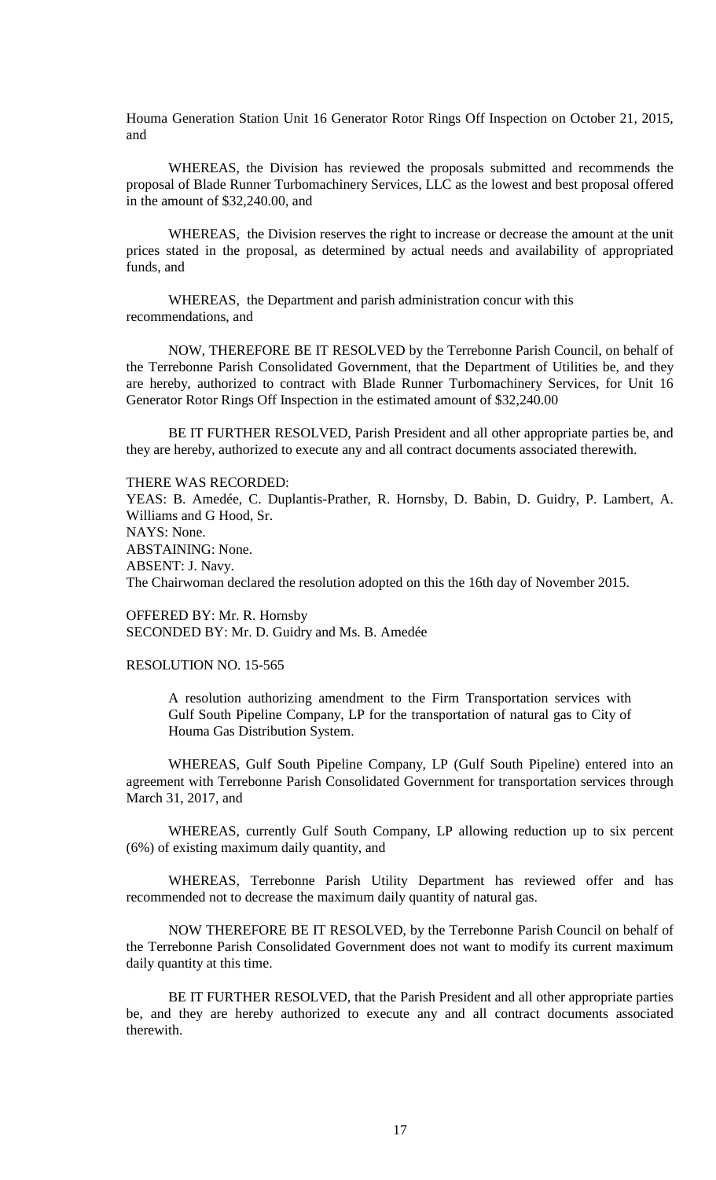Houma Generation Station Unit 16 Generator Rotor Rings Off Inspection on October 21, 2015, and

WHEREAS, the Division has reviewed the proposals submitted and recommends the proposal of Blade Runner Turbomachinery Services, LLC as the lowest and best proposal offered in the amount of $32,240.00, and

WHEREAS, the Division reserves the right to increase or decrease the amount at the unit prices stated in the proposal, as determined by actual needs and availability of appropriated funds, and

WHEREAS, the Department and parish administration concur with this recommendations, and

NOW, THEREFORE BE IT RESOLVED by the Terrebonne Parish Council, on behalf of the Terrebonne Parish Consolidated Government, that the Department of Utilities be, and they are hereby, authorized to contract with Blade Runner Turbomachinery Services, for Unit 16 Generator Rotor Rings Off Inspection in the estimated amount of $32,240.00

BE IT FURTHER RESOLVED, Parish President and all other appropriate parties be, and they are hereby, authorized to execute any and all contract documents associated therewith.

THERE WAS RECORDED:
YEAS: B. Amedée, C. Duplantis-Prather, R. Hornsby, D. Babin, D. Guidry, P. Lambert, A. Williams and G Hood, Sr.
NAYS: None.
ABSTAINING: None.
ABSENT: J. Navy.
The Chairwoman declared the resolution adopted on this the 16th day of November 2015.

OFFERED BY: Mr. R. Hornsby
SECONDED BY: Mr. D. Guidry and Ms. B. Amedée

RESOLUTION NO. 15-565

A resolution authorizing amendment to the Firm Transportation services with Gulf South Pipeline Company, LP for the transportation of natural gas to City of Houma Gas Distribution System.

WHEREAS, Gulf South Pipeline Company, LP (Gulf South Pipeline) entered into an agreement with Terrebonne Parish Consolidated Government for transportation services through March 31, 2017, and

WHEREAS, currently Gulf South Company, LP allowing reduction up to six percent (6%) of existing maximum daily quantity, and

WHEREAS, Terrebonne Parish Utility Department has reviewed offer and has recommended not to decrease the maximum daily quantity of natural gas.

NOW THEREFORE BE IT RESOLVED, by the Terrebonne Parish Council on behalf of the Terrebonne Parish Consolidated Government does not want to modify its current maximum daily quantity at this time.

BE IT FURTHER RESOLVED, that the Parish President and all other appropriate parties be, and they are hereby authorized to execute any and all contract documents associated therewith.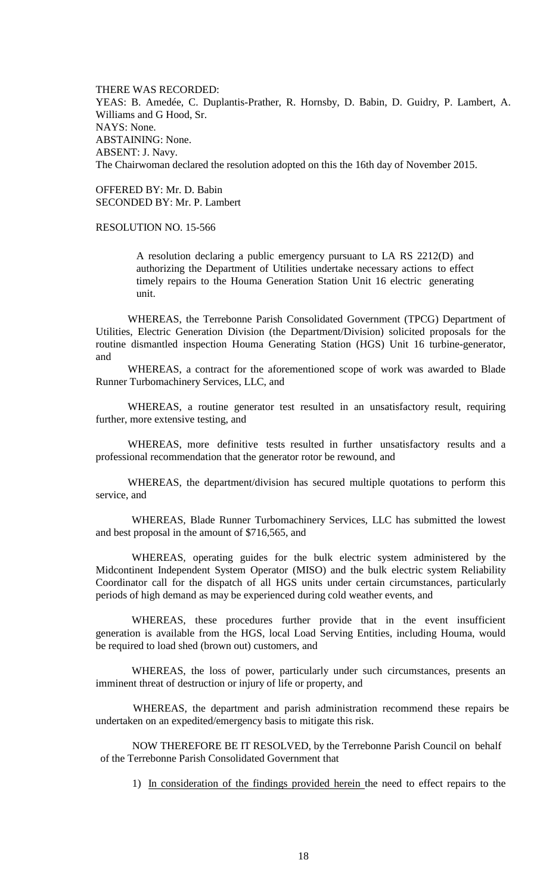THERE WAS RECORDED:
YEAS: B. Amedée, C. Duplantis-Prather, R. Hornsby, D. Babin, D. Guidry, P. Lambert, A. Williams and G Hood, Sr.
NAYS: None.
ABSTAINING: None.
ABSENT: J. Navy.
The Chairwoman declared the resolution adopted on this the 16th day of November 2015.

OFFERED BY: Mr. D. Babin
SECONDED BY: Mr. P. Lambert

RESOLUTION NO. 15-566

> A resolution declaring a public emergency pursuant to LA RS 2212(D) and authorizing the Department of Utilities undertake necessary actions to effect timely repairs to the Houma Generation Station Unit 16 electric generating unit.

WHEREAS, the Terrebonne Parish Consolidated Government (TPCG) Department of Utilities, Electric Generation Division (the Department/Division) solicited proposals for the routine dismantled inspection Houma Generating Station (HGS) Unit 16 turbine-generator, and

WHEREAS, a contract for the aforementioned scope of work was awarded to Blade Runner Turbomachinery Services, LLC, and

WHEREAS, a routine generator test resulted in an unsatisfactory result, requiring further, more extensive testing, and

WHEREAS, more definitive tests resulted in further unsatisfactory results and a professional recommendation that the generator rotor be rewound, and

WHEREAS, the department/division has secured multiple quotations to perform this service, and

WHEREAS, Blade Runner Turbomachinery Services, LLC has submitted the lowest and best proposal in the amount of $716,565, and

WHEREAS, operating guides for the bulk electric system administered by the Midcontinent Independent System Operator (MISO) and the bulk electric system Reliability Coordinator call for the dispatch of all HGS units under certain circumstances, particularly periods of high demand as may be experienced during cold weather events, and

WHEREAS, these procedures further provide that in the event insufficient generation is available from the HGS, local Load Serving Entities, including Houma, would be required to load shed (brown out) customers, and

WHEREAS, the loss of power, particularly under such circumstances, presents an imminent threat of destruction or injury of life or property, and

WHEREAS, the department and parish administration recommend these repairs be undertaken on an expedited/emergency basis to mitigate this risk.

NOW THEREFORE BE IT RESOLVED, by the Terrebonne Parish Council on behalf of the Terrebonne Parish Consolidated Government that

1) In consideration of the findings provided herein the need to effect repairs to the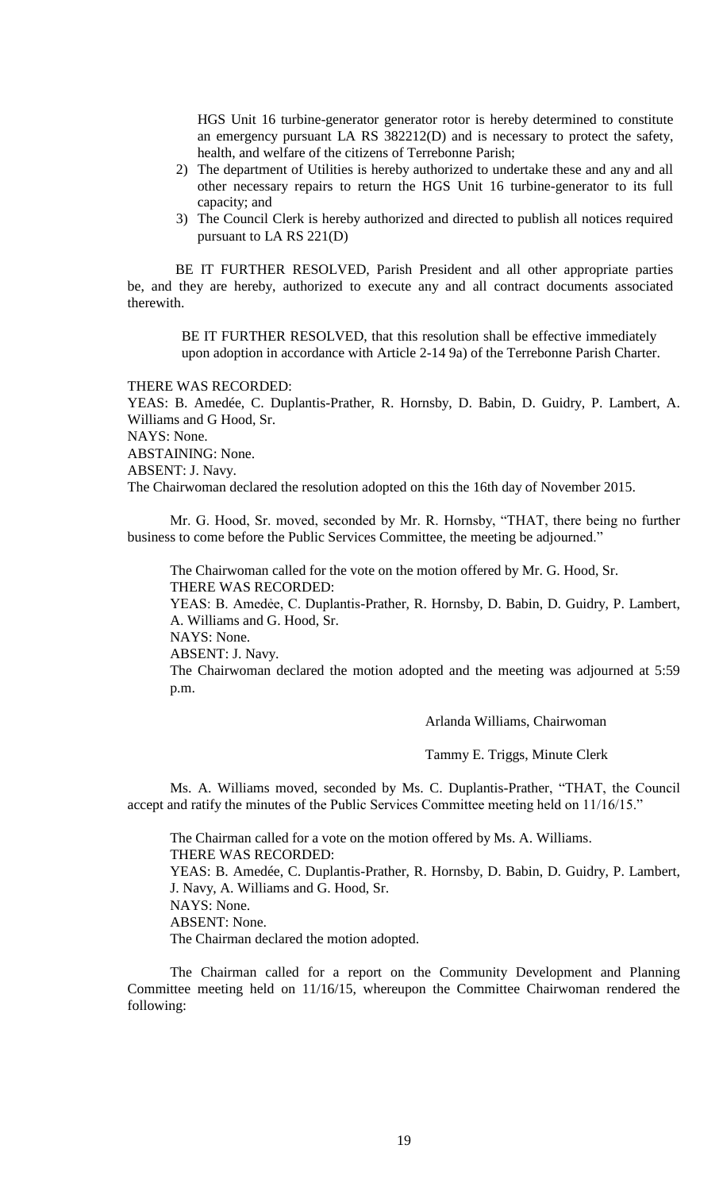HGS Unit 16 turbine-generator generator rotor is hereby determined to constitute an emergency pursuant LA RS 382212(D) and is necessary to protect the safety, health, and welfare of the citizens of Terrebonne Parish;

2) The department of Utilities is hereby authorized to undertake these and any and all other necessary repairs to return the HGS Unit 16 turbine-generator to its full capacity; and
3) The Council Clerk is hereby authorized and directed to publish all notices required pursuant to LA RS 221(D)

BE IT FURTHER RESOLVED, Parish President and all other appropriate parties be, and they are hereby, authorized to execute any and all contract documents associated therewith.

BE IT FURTHER RESOLVED, that this resolution shall be effective immediately upon adoption in accordance with Article 2-14 9a) of the Terrebonne Parish Charter.

THERE WAS RECORDED:
YEAS: B. Amedée, C. Duplantis-Prather, R. Hornsby, D. Babin, D. Guidry, P. Lambert, A. Williams and G Hood, Sr.
NAYS: None.
ABSTAINING: None.
ABSENT: J. Navy.
The Chairwoman declared the resolution adopted on this the 16th day of November 2015.

Mr. G. Hood, Sr. moved, seconded by Mr. R. Hornsby, "THAT, there being no further business to come before the Public Services Committee, the meeting be adjourned."

The Chairwoman called for the vote on the motion offered by Mr. G. Hood, Sr.
THERE WAS RECORDED:
YEAS: B. Amedée, C. Duplantis-Prather, R. Hornsby, D. Babin, D. Guidry, P. Lambert, A. Williams and G. Hood, Sr.
NAYS: None.
ABSENT: J. Navy.
The Chairwoman declared the motion adopted and the meeting was adjourned at 5:59 p.m.

Arlanda Williams, Chairwoman

Tammy E. Triggs, Minute Clerk

Ms. A. Williams moved, seconded by Ms. C. Duplantis-Prather, "THAT, the Council accept and ratify the minutes of the Public Services Committee meeting held on 11/16/15."

The Chairman called for a vote on the motion offered by Ms. A. Williams.
THERE WAS RECORDED:
YEAS: B. Amedée, C. Duplantis-Prather, R. Hornsby, D. Babin, D. Guidry, P. Lambert, J. Navy, A. Williams and G. Hood, Sr.
NAYS: None.
ABSENT: None.
The Chairman declared the motion adopted.

The Chairman called for a report on the Community Development and Planning Committee meeting held on 11/16/15, whereupon the Committee Chairwoman rendered the following: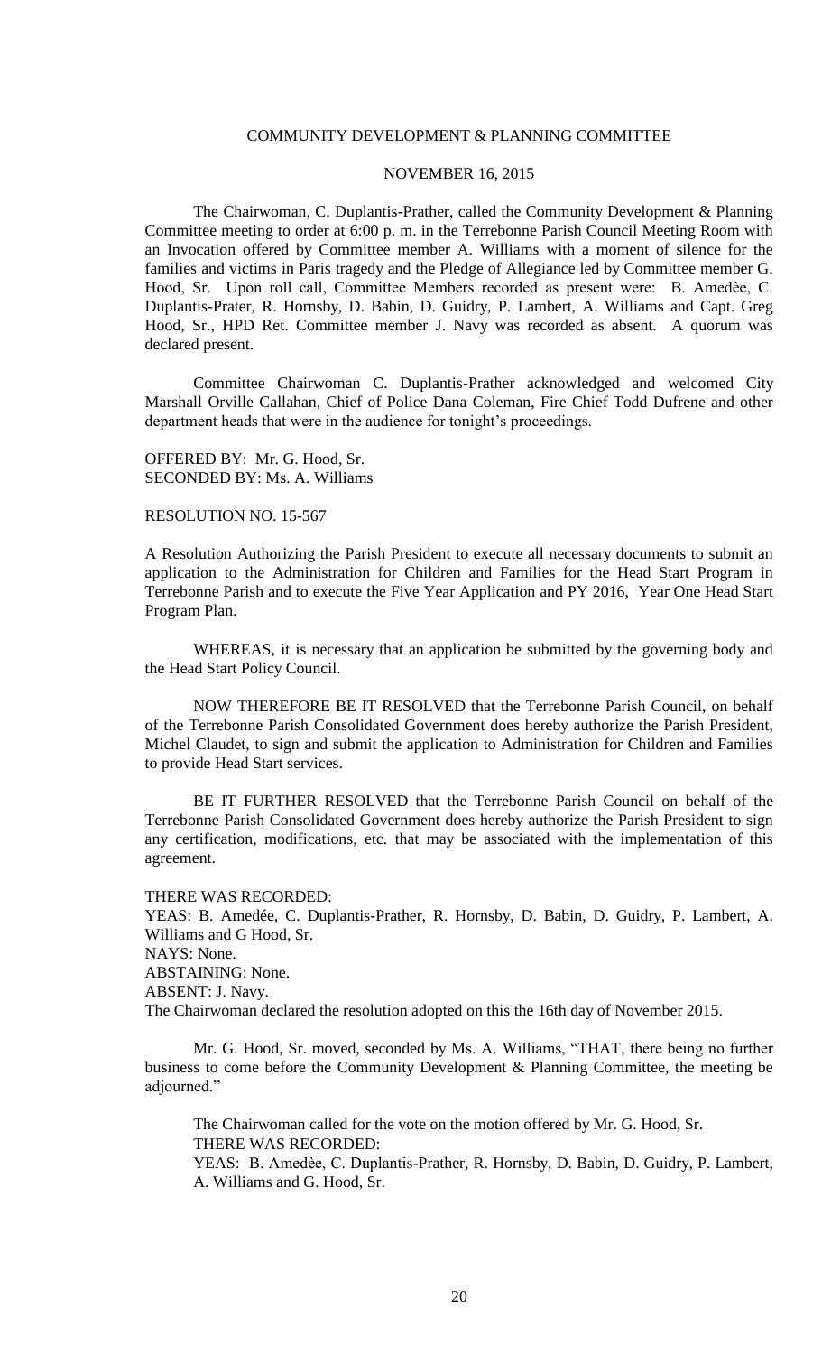COMMUNITY DEVELOPMENT & PLANNING COMMITTEE

NOVEMBER 16, 2015

The Chairwoman, C. Duplantis-Prather, called the Community Development & Planning Committee meeting to order at 6:00 p. m. in the Terrebonne Parish Council Meeting Room with an Invocation offered by Committee member A. Williams with a moment of silence for the families and victims in Paris tragedy and the Pledge of Allegiance led by Committee member G. Hood, Sr. Upon roll call, Committee Members recorded as present were: B. Amedèe, C. Duplantis-Prater, R. Hornsby, D. Babin, D. Guidry, P. Lambert, A. Williams and Capt. Greg Hood, Sr., HPD Ret. Committee member J. Navy was recorded as absent. A quorum was declared present.

Committee Chairwoman C. Duplantis-Prather acknowledged and welcomed City Marshall Orville Callahan, Chief of Police Dana Coleman, Fire Chief Todd Dufrene and other department heads that were in the audience for tonight's proceedings.

OFFERED BY: Mr. G. Hood, Sr.
SECONDED BY: Ms. A. Williams

RESOLUTION NO. 15-567

A Resolution Authorizing the Parish President to execute all necessary documents to submit an application to the Administration for Children and Families for the Head Start Program in Terrebonne Parish and to execute the Five Year Application and PY 2016, Year One Head Start Program Plan.

WHEREAS, it is necessary that an application be submitted by the governing body and the Head Start Policy Council.

NOW THEREFORE BE IT RESOLVED that the Terrebonne Parish Council, on behalf of the Terrebonne Parish Consolidated Government does hereby authorize the Parish President, Michel Claudet, to sign and submit the application to Administration for Children and Families to provide Head Start services.

BE IT FURTHER RESOLVED that the Terrebonne Parish Council on behalf of the Terrebonne Parish Consolidated Government does hereby authorize the Parish President to sign any certification, modifications, etc. that may be associated with the implementation of this agreement.

THERE WAS RECORDED:
YEAS: B. Amedée, C. Duplantis-Prather, R. Hornsby, D. Babin, D. Guidry, P. Lambert, A. Williams and G Hood, Sr.
NAYS: None.
ABSTAINING: None.
ABSENT: J. Navy.
The Chairwoman declared the resolution adopted on this the 16th day of November 2015.

Mr. G. Hood, Sr. moved, seconded by Ms. A. Williams, "THAT, there being no further business to come before the Community Development & Planning Committee, the meeting be adjourned."

The Chairwoman called for the vote on the motion offered by Mr. G. Hood, Sr.
THERE WAS RECORDED:
YEAS: B. Amedèe, C. Duplantis-Prather, R. Hornsby, D. Babin, D. Guidry, P. Lambert, A. Williams and G. Hood, Sr.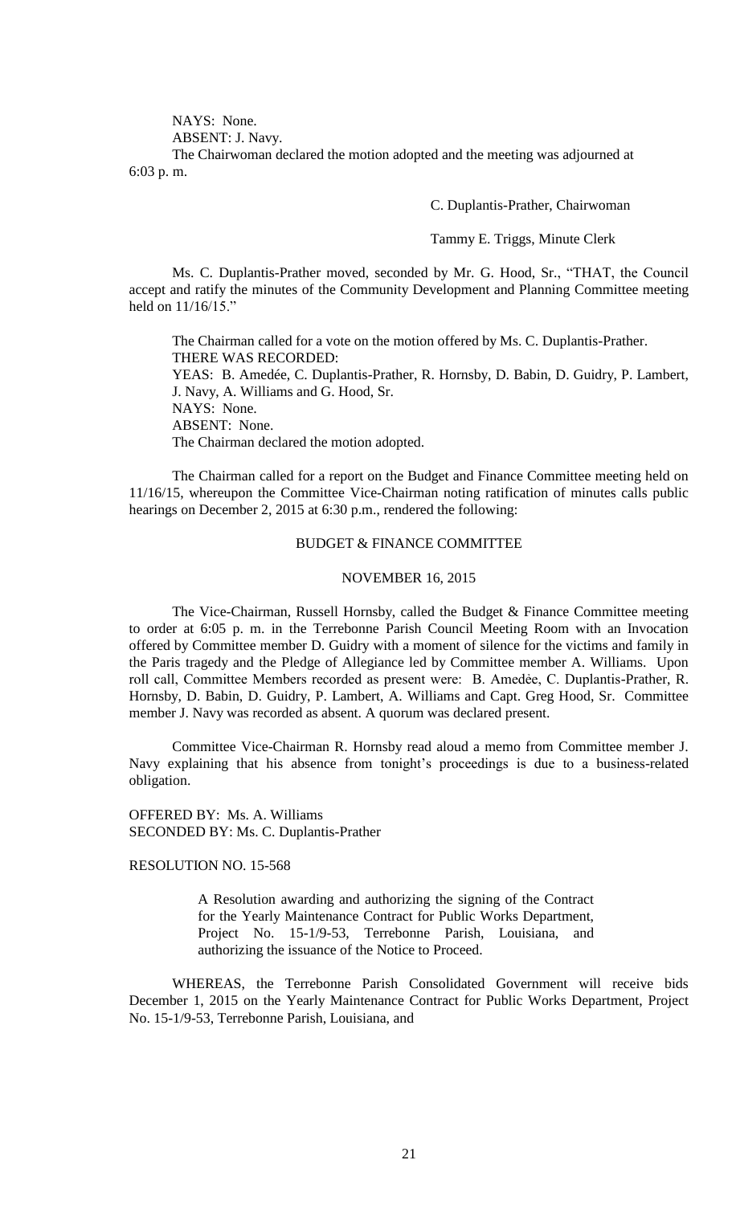NAYS: None.

ABSENT: J. Navy.

The Chairwoman declared the motion adopted and the meeting was adjourned at 6:03 p. m.

C. Duplantis-Prather, Chairwoman

Tammy E. Triggs, Minute Clerk

Ms. C. Duplantis-Prather moved, seconded by Mr. G. Hood, Sr., "THAT, the Council accept and ratify the minutes of the Community Development and Planning Committee meeting held on 11/16/15."

The Chairman called for a vote on the motion offered by Ms. C. Duplantis-Prather.

THERE WAS RECORDED:

YEAS: B. Amedée, C. Duplantis-Prather, R. Hornsby, D. Babin, D. Guidry, P. Lambert, J. Navy, A. Williams and G. Hood, Sr.

NAYS: None.

ABSENT: None.

The Chairman declared the motion adopted.

The Chairman called for a report on the Budget and Finance Committee meeting held on 11/16/15, whereupon the Committee Vice-Chairman noting ratification of minutes calls public hearings on December 2, 2015 at 6:30 p.m., rendered the following:

## BUDGET & FINANCE COMMITTEE

## NOVEMBER 16, 2015

The Vice-Chairman, Russell Hornsby, called the Budget & Finance Committee meeting to order at 6:05 p. m. in the Terrebonne Parish Council Meeting Room with an Invocation offered by Committee member D. Guidry with a moment of silence for the victims and family in the Paris tragedy and the Pledge of Allegiance led by Committee member A. Williams. Upon roll call, Committee Members recorded as present were: B. Amedée, C. Duplantis-Prather, R. Hornsby, D. Babin, D. Guidry, P. Lambert, A. Williams and Capt. Greg Hood, Sr. Committee member J. Navy was recorded as absent. A quorum was declared present.

Committee Vice-Chairman R. Hornsby read aloud a memo from Committee member J. Navy explaining that his absence from tonight's proceedings is due to a business-related obligation.

OFFERED BY: Ms. A. Williams

SECONDED BY: Ms. C. Duplantis-Prather

RESOLUTION NO. 15-568

> A Resolution awarding and authorizing the signing of the Contract for the Yearly Maintenance Contract for Public Works Department, Project No. 15-1/9-53, Terrebonne Parish, Louisiana, and authorizing the issuance of the Notice to Proceed.

WHEREAS, the Terrebonne Parish Consolidated Government will receive bids December 1, 2015 on the Yearly Maintenance Contract for Public Works Department, Project No. 15-1/9-53, Terrebonne Parish, Louisiana, and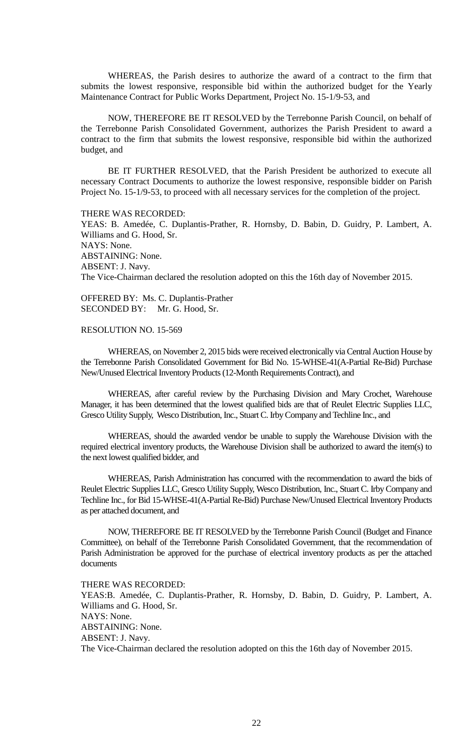WHEREAS, the Parish desires to authorize the award of a contract to the firm that submits the lowest responsive, responsible bid within the authorized budget for the Yearly Maintenance Contract for Public Works Department, Project No. 15-1/9-53, and

NOW, THEREFORE BE IT RESOLVED by the Terrebonne Parish Council, on behalf of the Terrebonne Parish Consolidated Government, authorizes the Parish President to award a contract to the firm that submits the lowest responsive, responsible bid within the authorized budget, and

BE IT FURTHER RESOLVED, that the Parish President be authorized to execute all necessary Contract Documents to authorize the lowest responsive, responsible bidder on Parish Project No. 15-1/9-53, to proceed with all necessary services for the completion of the project.

THERE WAS RECORDED:
YEAS: B. Amedée, C. Duplantis-Prather, R. Hornsby, D. Babin, D. Guidry, P. Lambert, A. Williams and G. Hood, Sr.
NAYS: None.
ABSTAINING: None.
ABSENT: J. Navy.
The Vice-Chairman declared the resolution adopted on this the 16th day of November 2015.

OFFERED BY: Ms. C. Duplantis-Prather
SECONDED BY: Mr. G. Hood, Sr.

RESOLUTION NO. 15-569

WHEREAS, on November 2, 2015 bids were received electronically via Central Auction House by the Terrebonne Parish Consolidated Government for Bid No. 15-WHSE-41(A-Partial Re-Bid) Purchase New/Unused Electrical Inventory Products (12-Month Requirements Contract), and

WHEREAS, after careful review by the Purchasing Division and Mary Crochet, Warehouse Manager, it has been determined that the lowest qualified bids are that of Reulet Electric Supplies LLC, Gresco Utility Supply, Wesco Distribution, Inc., Stuart C. Irby Company and Techline Inc., and

WHEREAS, should the awarded vendor be unable to supply the Warehouse Division with the required electrical inventory products, the Warehouse Division shall be authorized to award the item(s) to the next lowest qualified bidder, and

WHEREAS, Parish Administration has concurred with the recommendation to award the bids of Reulet Electric Supplies LLC, Gresco Utility Supply, Wesco Distribution, Inc., Stuart C. Irby Company and Techline Inc., for Bid 15-WHSE-41(A-Partial Re-Bid) Purchase New/Unused Electrical Inventory Products as per attached document, and

NOW, THEREFORE BE IT RESOLVED by the Terrebonne Parish Council (Budget and Finance Committee), on behalf of the Terrebonne Parish Consolidated Government, that the recommendation of Parish Administration be approved for the purchase of electrical inventory products as per the attached documents

THERE WAS RECORDED:
YEAS:B. Amedée, C. Duplantis-Prather, R. Hornsby, D. Babin, D. Guidry, P. Lambert, A. Williams and G. Hood, Sr.
NAYS: None.
ABSTAINING: None.
ABSENT: J. Navy.
The Vice-Chairman declared the resolution adopted on this the 16th day of November 2015.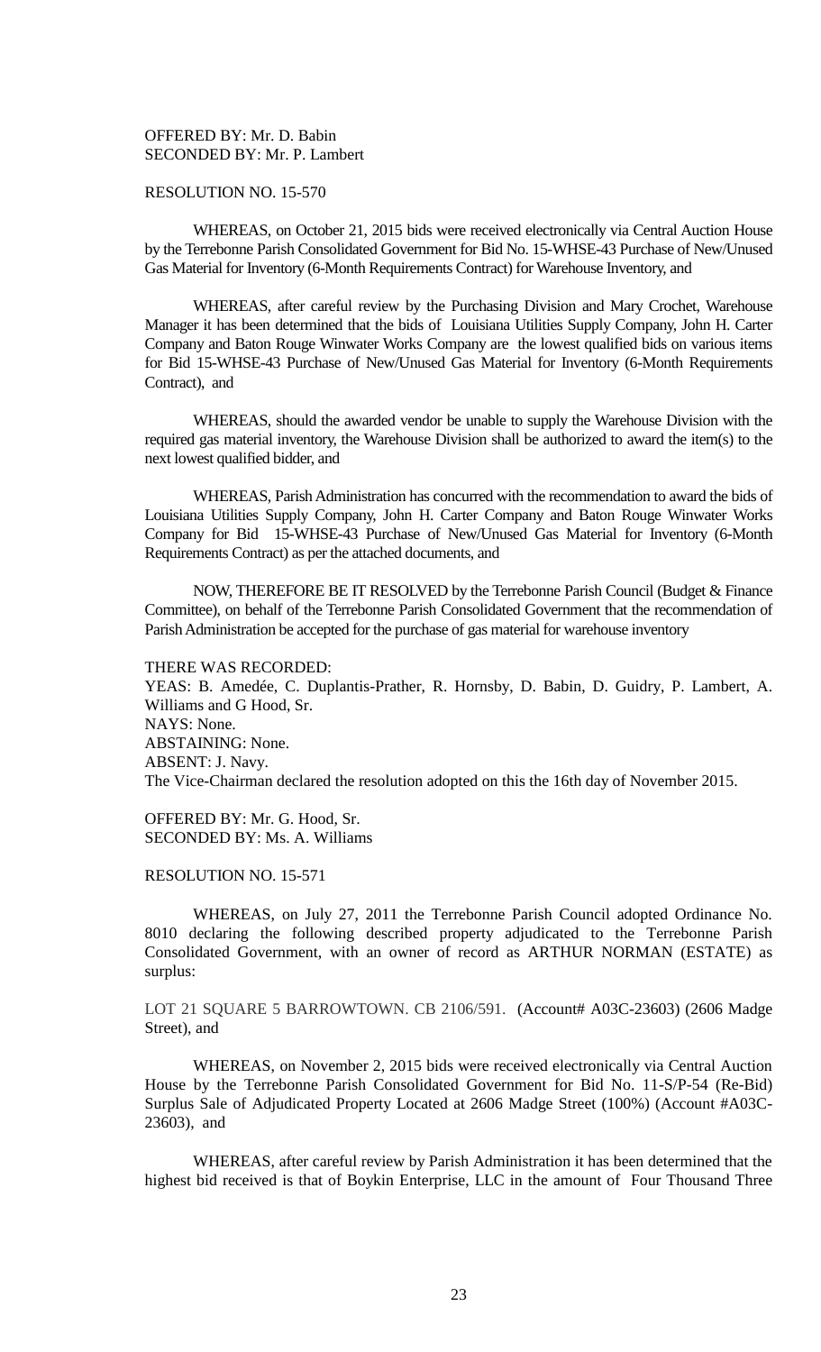OFFERED BY: Mr. D. Babin
SECONDED BY: Mr. P. Lambert

RESOLUTION NO. 15-570

WHEREAS, on October 21, 2015 bids were received electronically via Central Auction House by the Terrebonne Parish Consolidated Government for Bid No. 15-WHSE-43 Purchase of New/Unused Gas Material for Inventory (6-Month Requirements Contract) for Warehouse Inventory, and

WHEREAS, after careful review by the Purchasing Division and Mary Crochet, Warehouse Manager it has been determined that the bids of Louisiana Utilities Supply Company, John H. Carter Company and Baton Rouge Winwater Works Company are the lowest qualified bids on various items for Bid 15-WHSE-43 Purchase of New/Unused Gas Material for Inventory (6-Month Requirements Contract), and

WHEREAS, should the awarded vendor be unable to supply the Warehouse Division with the required gas material inventory, the Warehouse Division shall be authorized to award the item(s) to the next lowest qualified bidder, and

WHEREAS, Parish Administration has concurred with the recommendation to award the bids of Louisiana Utilities Supply Company, John H. Carter Company and Baton Rouge Winwater Works Company for Bid 15-WHSE-43 Purchase of New/Unused Gas Material for Inventory (6-Month Requirements Contract) as per the attached documents, and

NOW, THEREFORE BE IT RESOLVED by the Terrebonne Parish Council (Budget & Finance Committee), on behalf of the Terrebonne Parish Consolidated Government that the recommendation of Parish Administration be accepted for the purchase of gas material for warehouse inventory

THERE WAS RECORDED:
YEAS: B. Amedée, C. Duplantis-Prather, R. Hornsby, D. Babin, D. Guidry, P. Lambert, A. Williams and G Hood, Sr.
NAYS: None.
ABSTAINING: None.
ABSENT: J. Navy.
The Vice-Chairman declared the resolution adopted on this the 16th day of November 2015.

OFFERED BY: Mr. G. Hood, Sr.
SECONDED BY: Ms. A. Williams

RESOLUTION NO. 15-571

WHEREAS, on July 27, 2011 the Terrebonne Parish Council adopted Ordinance No. 8010 declaring the following described property adjudicated to the Terrebonne Parish Consolidated Government, with an owner of record as ARTHUR NORMAN (ESTATE) as surplus:

LOT 21 SQUARE 5 BARROWTOWN. CB 2106/591. (Account# A03C-23603) (2606 Madge Street), and

WHEREAS, on November 2, 2015 bids were received electronically via Central Auction House by the Terrebonne Parish Consolidated Government for Bid No. 11-S/P-54 (Re-Bid) Surplus Sale of Adjudicated Property Located at 2606 Madge Street (100%) (Account #A03C-23603), and

WHEREAS, after careful review by Parish Administration it has been determined that the highest bid received is that of Boykin Enterprise, LLC in the amount of Four Thousand Three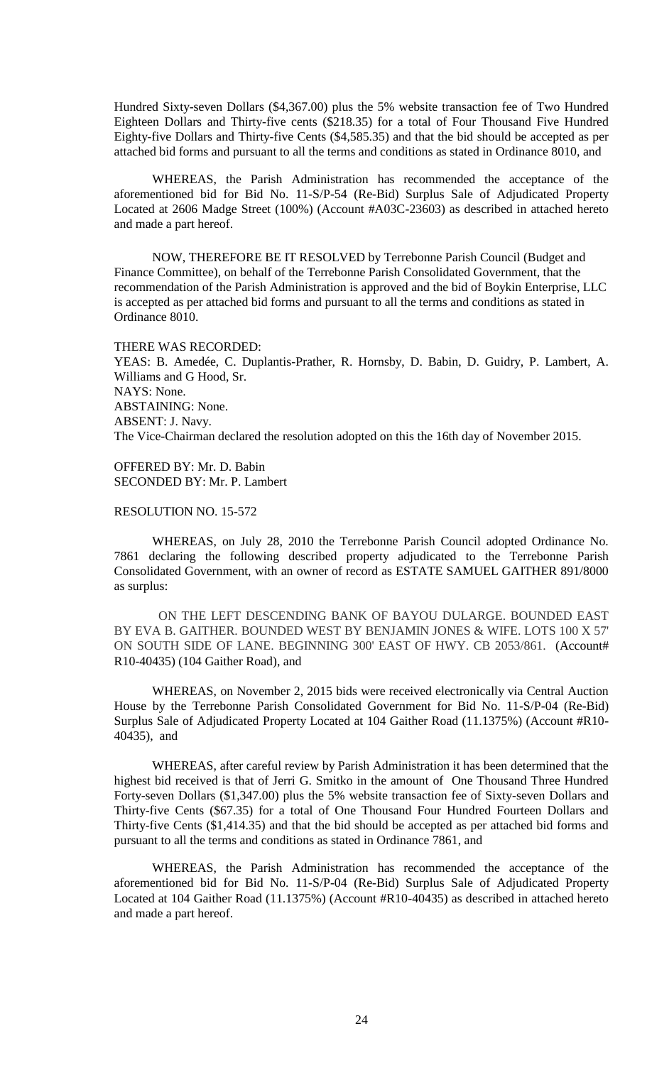Hundred Sixty-seven Dollars ($4,367.00) plus the 5% website transaction fee of Two Hundred Eighteen Dollars and Thirty-five cents ($218.35) for a total of Four Thousand Five Hundred Eighty-five Dollars and Thirty-five Cents ($4,585.35) and that the bid should be accepted as per attached bid forms and pursuant to all the terms and conditions as stated in Ordinance 8010, and

WHEREAS, the Parish Administration has recommended the acceptance of the aforementioned bid for Bid No. 11-S/P-54 (Re-Bid) Surplus Sale of Adjudicated Property Located at 2606 Madge Street (100%) (Account #A03C-23603) as described in attached hereto and made a part hereof.

NOW, THEREFORE BE IT RESOLVED by Terrebonne Parish Council (Budget and Finance Committee), on behalf of the Terrebonne Parish Consolidated Government, that the recommendation of the Parish Administration is approved and the bid of Boykin Enterprise, LLC is accepted as per attached bid forms and pursuant to all the terms and conditions as stated in Ordinance 8010.

THERE WAS RECORDED:
YEAS: B. Amedée, C. Duplantis-Prather, R. Hornsby, D. Babin, D. Guidry, P. Lambert, A. Williams and G Hood, Sr.
NAYS: None.
ABSTAINING: None.
ABSENT: J. Navy.
The Vice-Chairman declared the resolution adopted on this the 16th day of November 2015.

OFFERED BY: Mr. D. Babin
SECONDED BY: Mr. P. Lambert

RESOLUTION NO. 15-572

WHEREAS, on July 28, 2010 the Terrebonne Parish Council adopted Ordinance No. 7861 declaring the following described property adjudicated to the Terrebonne Parish Consolidated Government, with an owner of record as ESTATE SAMUEL GAITHER 891/8000 as surplus:

ON THE LEFT DESCENDING BANK OF BAYOU DULARGE. BOUNDED EAST BY EVA B. GAITHER. BOUNDED WEST BY BENJAMIN JONES & WIFE. LOTS 100 X 57' ON SOUTH SIDE OF LANE. BEGINNING 300' EAST OF HWY. CB 2053/861. (Account# R10-40435) (104 Gaither Road), and

WHEREAS, on November 2, 2015 bids were received electronically via Central Auction House by the Terrebonne Parish Consolidated Government for Bid No. 11-S/P-04 (Re-Bid) Surplus Sale of Adjudicated Property Located at 104 Gaither Road (11.1375%) (Account #R10-40435), and

WHEREAS, after careful review by Parish Administration it has been determined that the highest bid received is that of Jerri G. Smitko in the amount of One Thousand Three Hundred Forty-seven Dollars ($1,347.00) plus the 5% website transaction fee of Sixty-seven Dollars and Thirty-five Cents ($67.35) for a total of One Thousand Four Hundred Fourteen Dollars and Thirty-five Cents ($1,414.35) and that the bid should be accepted as per attached bid forms and pursuant to all the terms and conditions as stated in Ordinance 7861, and

WHEREAS, the Parish Administration has recommended the acceptance of the aforementioned bid for Bid No. 11-S/P-04 (Re-Bid) Surplus Sale of Adjudicated Property Located at 104 Gaither Road (11.1375%) (Account #R10-40435) as described in attached hereto and made a part hereof.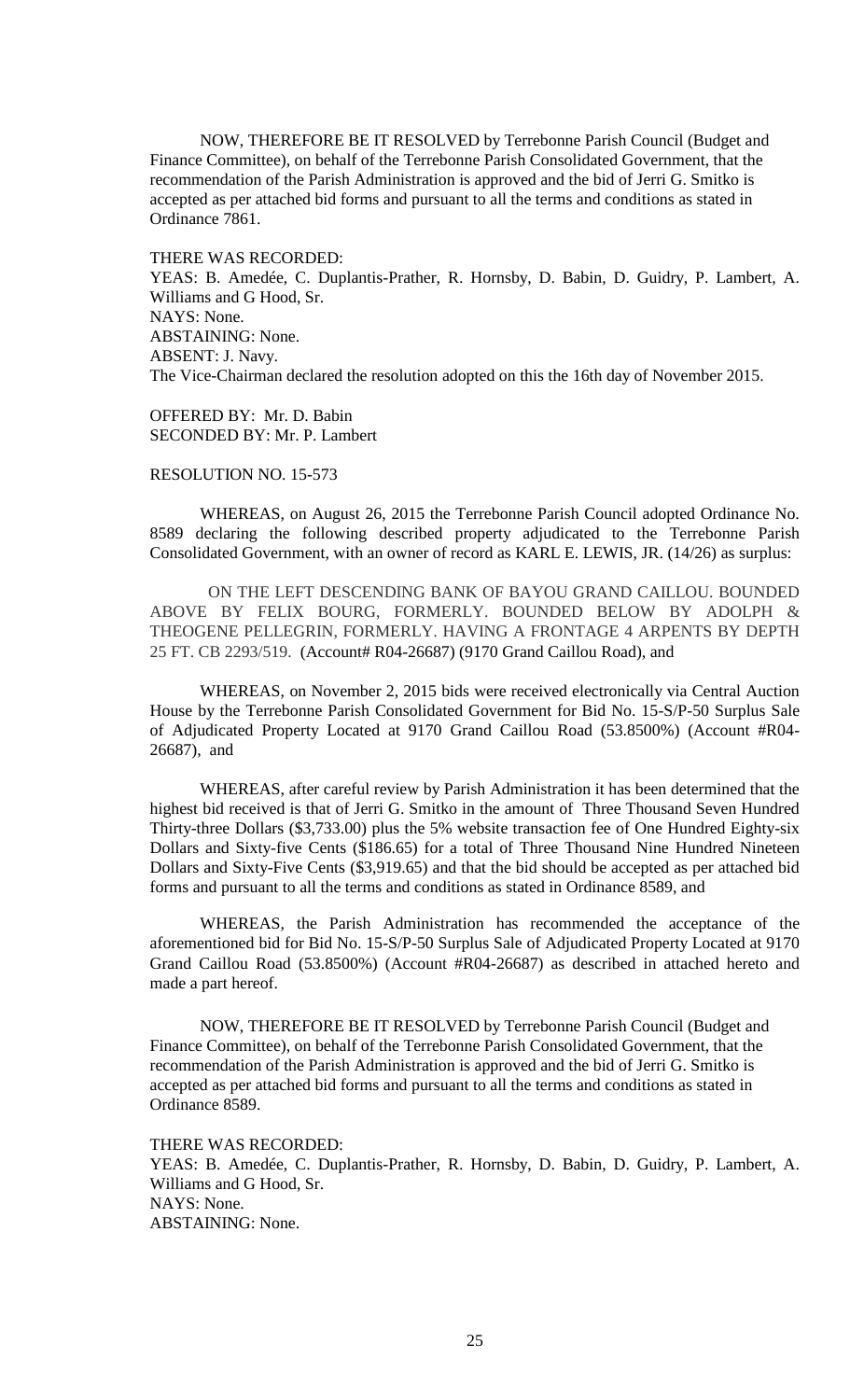NOW, THEREFORE BE IT RESOLVED by Terrebonne Parish Council (Budget and Finance Committee), on behalf of the Terrebonne Parish Consolidated Government, that the recommendation of the Parish Administration is approved and the bid of Jerri G. Smitko is accepted as per attached bid forms and pursuant to all the terms and conditions as stated in Ordinance 7861.

THERE WAS RECORDED:
YEAS: B. Amedée, C. Duplantis-Prather, R. Hornsby, D. Babin, D. Guidry, P. Lambert, A. Williams and G Hood, Sr.
NAYS: None.
ABSTAINING: None.
ABSENT: J. Navy.
The Vice-Chairman declared the resolution adopted on this the 16th day of November 2015.

OFFERED BY: Mr. D. Babin
SECONDED BY: Mr. P. Lambert

RESOLUTION NO. 15-573

WHEREAS, on August 26, 2015 the Terrebonne Parish Council adopted Ordinance No. 8589 declaring the following described property adjudicated to the Terrebonne Parish Consolidated Government, with an owner of record as KARL E. LEWIS, JR. (14/26) as surplus:

ON THE LEFT DESCENDING BANK OF BAYOU GRAND CAILLOU. BOUNDED ABOVE BY FELIX BOURG, FORMERLY. BOUNDED BELOW BY ADOLPH & THEOGENE PELLEGRIN, FORMERLY. HAVING A FRONTAGE 4 ARPENTS BY DEPTH 25 FT. CB 2293/519. (Account# R04-26687) (9170 Grand Caillou Road), and

WHEREAS, on November 2, 2015 bids were received electronically via Central Auction House by the Terrebonne Parish Consolidated Government for Bid No. 15-S/P-50 Surplus Sale of Adjudicated Property Located at 9170 Grand Caillou Road (53.8500%) (Account #R04-26687), and

WHEREAS, after careful review by Parish Administration it has been determined that the highest bid received is that of Jerri G. Smitko in the amount of Three Thousand Seven Hundred Thirty-three Dollars ($3,733.00) plus the 5% website transaction fee of One Hundred Eighty-six Dollars and Sixty-five Cents ($186.65) for a total of Three Thousand Nine Hundred Nineteen Dollars and Sixty-Five Cents ($3,919.65) and that the bid should be accepted as per attached bid forms and pursuant to all the terms and conditions as stated in Ordinance 8589, and

WHEREAS, the Parish Administration has recommended the acceptance of the aforementioned bid for Bid No. 15-S/P-50 Surplus Sale of Adjudicated Property Located at 9170 Grand Caillou Road (53.8500%) (Account #R04-26687) as described in attached hereto and made a part hereof.

NOW, THEREFORE BE IT RESOLVED by Terrebonne Parish Council (Budget and Finance Committee), on behalf of the Terrebonne Parish Consolidated Government, that the recommendation of the Parish Administration is approved and the bid of Jerri G. Smitko is accepted as per attached bid forms and pursuant to all the terms and conditions as stated in Ordinance 8589.

THERE WAS RECORDED:
YEAS: B. Amedée, C. Duplantis-Prather, R. Hornsby, D. Babin, D. Guidry, P. Lambert, A. Williams and G Hood, Sr.
NAYS: None.
ABSTAINING: None.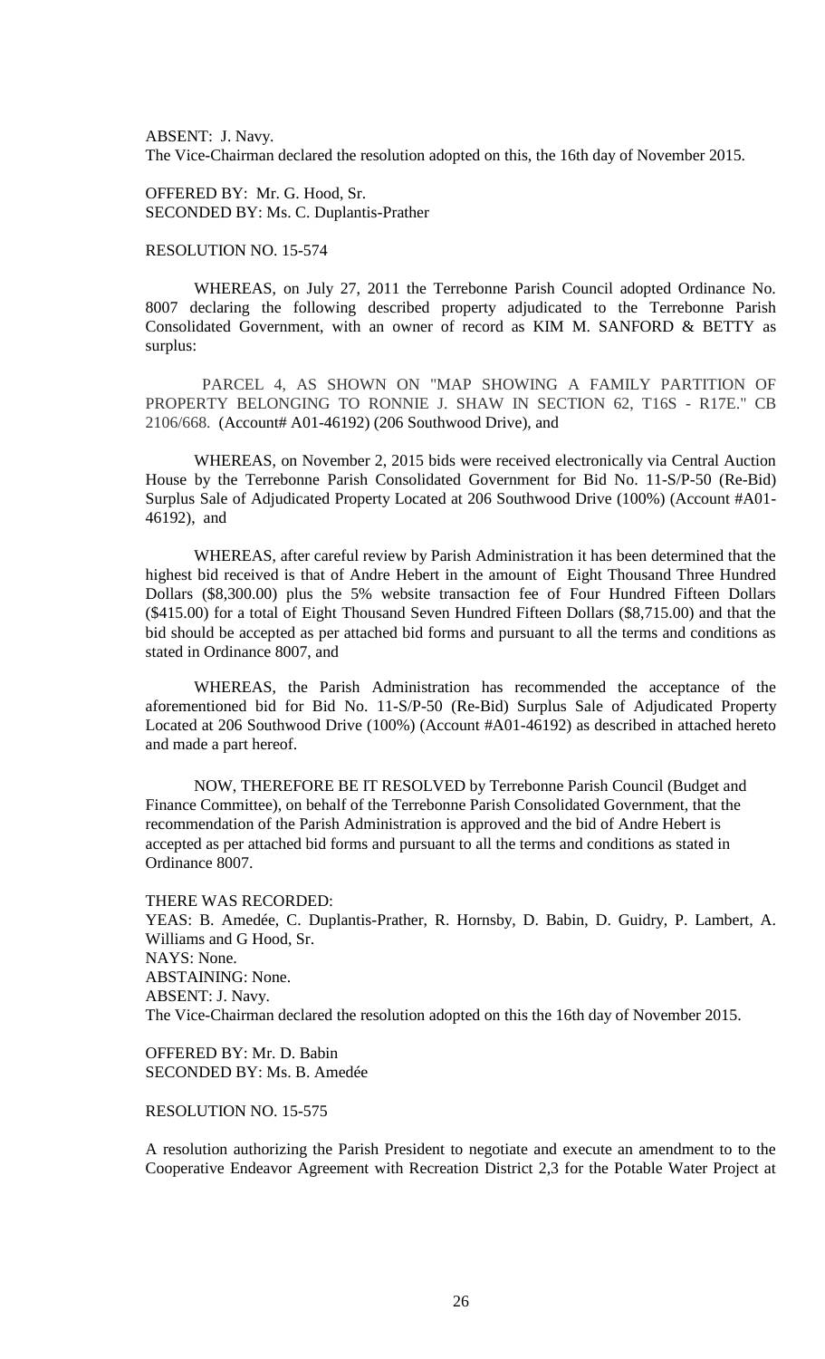ABSENT: J. Navy.
The Vice-Chairman declared the resolution adopted on this, the 16th day of November 2015.

OFFERED BY: Mr. G. Hood, Sr.
SECONDED BY: Ms. C. Duplantis-Prather

RESOLUTION NO. 15-574

WHEREAS, on July 27, 2011 the Terrebonne Parish Council adopted Ordinance No. 8007 declaring the following described property adjudicated to the Terrebonne Parish Consolidated Government, with an owner of record as KIM M. SANFORD & BETTY as surplus:

PARCEL 4, AS SHOWN ON "MAP SHOWING A FAMILY PARTITION OF PROPERTY BELONGING TO RONNIE J. SHAW IN SECTION 62, T16S - R17E." CB 2106/668. (Account# A01-46192) (206 Southwood Drive), and

WHEREAS, on November 2, 2015 bids were received electronically via Central Auction House by the Terrebonne Parish Consolidated Government for Bid No. 11-S/P-50 (Re-Bid) Surplus Sale of Adjudicated Property Located at 206 Southwood Drive (100%) (Account #A01-46192), and

WHEREAS, after careful review by Parish Administration it has been determined that the highest bid received is that of Andre Hebert in the amount of Eight Thousand Three Hundred Dollars ($8,300.00) plus the 5% website transaction fee of Four Hundred Fifteen Dollars ($415.00) for a total of Eight Thousand Seven Hundred Fifteen Dollars ($8,715.00) and that the bid should be accepted as per attached bid forms and pursuant to all the terms and conditions as stated in Ordinance 8007, and

WHEREAS, the Parish Administration has recommended the acceptance of the aforementioned bid for Bid No. 11-S/P-50 (Re-Bid) Surplus Sale of Adjudicated Property Located at 206 Southwood Drive (100%) (Account #A01-46192) as described in attached hereto and made a part hereof.

NOW, THEREFORE BE IT RESOLVED by Terrebonne Parish Council (Budget and Finance Committee), on behalf of the Terrebonne Parish Consolidated Government, that the recommendation of the Parish Administration is approved and the bid of Andre Hebert is accepted as per attached bid forms and pursuant to all the terms and conditions as stated in Ordinance 8007.

THERE WAS RECORDED:
YEAS: B. Amedée, C. Duplantis-Prather, R. Hornsby, D. Babin, D. Guidry, P. Lambert, A. Williams and G Hood, Sr.
NAYS: None.
ABSTAINING: None.
ABSENT: J. Navy.
The Vice-Chairman declared the resolution adopted on this the 16th day of November 2015.

OFFERED BY: Mr. D. Babin
SECONDED BY: Ms. B. Amedée

RESOLUTION NO. 15-575

A resolution authorizing the Parish President to negotiate and execute an amendment to to the Cooperative Endeavor Agreement with Recreation District 2,3 for the Potable Water Project at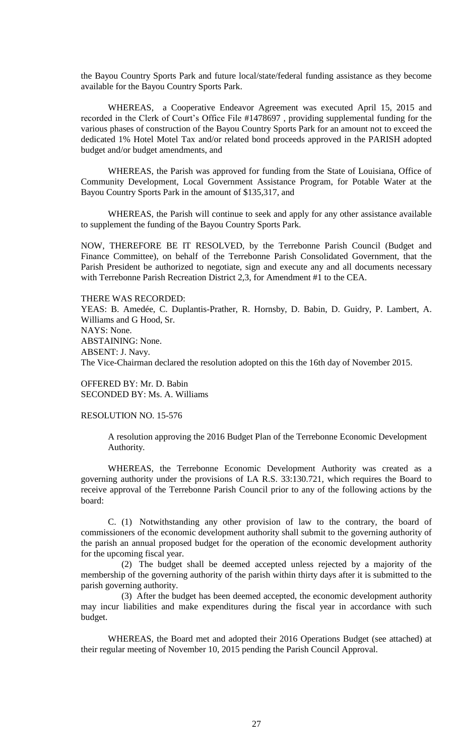the Bayou Country Sports Park and future local/state/federal funding assistance as they become available for the Bayou Country Sports Park.

WHEREAS, a Cooperative Endeavor Agreement was executed April 15, 2015 and recorded in the Clerk of Court's Office File #1478697 , providing supplemental funding for the various phases of construction of the Bayou Country Sports Park for an amount not to exceed the dedicated 1% Hotel Motel Tax and/or related bond proceeds approved in the PARISH adopted budget and/or budget amendments, and

WHEREAS, the Parish was approved for funding from the State of Louisiana, Office of Community Development, Local Government Assistance Program, for Potable Water at the Bayou Country Sports Park in the amount of $135,317, and

WHEREAS, the Parish will continue to seek and apply for any other assistance available to supplement the funding of the Bayou Country Sports Park.

NOW, THEREFORE BE IT RESOLVED, by the Terrebonne Parish Council (Budget and Finance Committee), on behalf of the Terrebonne Parish Consolidated Government, that the Parish President be authorized to negotiate, sign and execute any and all documents necessary with Terrebonne Parish Recreation District 2,3, for Amendment #1 to the CEA.

THERE WAS RECORDED:
YEAS: B. Amedée, C. Duplantis-Prather, R. Hornsby, D. Babin, D. Guidry, P. Lambert, A. Williams and G Hood, Sr.
NAYS: None.
ABSTAINING: None.
ABSENT: J. Navy.
The Vice-Chairman declared the resolution adopted on this the 16th day of November 2015.

OFFERED BY: Mr. D. Babin
SECONDED BY: Ms. A. Williams

RESOLUTION NO. 15-576

A resolution approving the 2016 Budget Plan of the Terrebonne Economic Development Authority.

WHEREAS, the Terrebonne Economic Development Authority was created as a governing authority under the provisions of LA R.S. 33:130.721, which requires the Board to receive approval of the Terrebonne Parish Council prior to any of the following actions by the board:

C. (1) Notwithstanding any other provision of law to the contrary, the board of commissioners of the economic development authority shall submit to the governing authority of the parish an annual proposed budget for the operation of the economic development authority for the upcoming fiscal year.

(2) The budget shall be deemed accepted unless rejected by a majority of the membership of the governing authority of the parish within thirty days after it is submitted to the parish governing authority.

(3) After the budget has been deemed accepted, the economic development authority may incur liabilities and make expenditures during the fiscal year in accordance with such budget.

WHEREAS, the Board met and adopted their 2016 Operations Budget (see attached) at their regular meeting of November 10, 2015 pending the Parish Council Approval.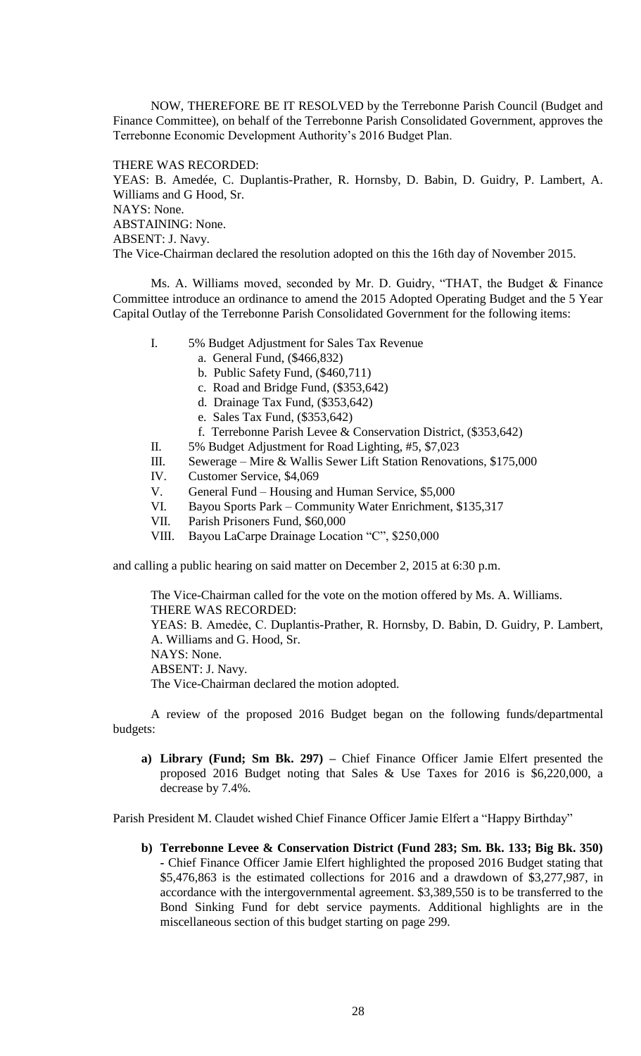NOW, THEREFORE BE IT RESOLVED by the Terrebonne Parish Council (Budget and Finance Committee), on behalf of the Terrebonne Parish Consolidated Government, approves the Terrebonne Economic Development Authority's 2016 Budget Plan.

THERE WAS RECORDED:
YEAS: B. Amedée, C. Duplantis-Prather, R. Hornsby, D. Babin, D. Guidry, P. Lambert, A. Williams and G Hood, Sr.
NAYS: None.
ABSTAINING: None.
ABSENT: J. Navy.
The Vice-Chairman declared the resolution adopted on this the 16th day of November 2015.

Ms. A. Williams moved, seconded by Mr. D. Guidry, "THAT, the Budget & Finance Committee introduce an ordinance to amend the 2015 Adopted Operating Budget and the 5 Year Capital Outlay of the Terrebonne Parish Consolidated Government for the following items:

I. 5% Budget Adjustment for Sales Tax Revenue
   a. General Fund, ($466,832)
   b. Public Safety Fund, ($460,711)
   c. Road and Bridge Fund, ($353,642)
   d. Drainage Tax Fund, ($353,642)
   e. Sales Tax Fund, ($353,642)
   f. Terrebonne Parish Levee & Conservation District, ($353,642)
II. 5% Budget Adjustment for Road Lighting, #5, $7,023
III. Sewerage – Mire & Wallis Sewer Lift Station Renovations, $175,000
IV. Customer Service, $4,069
V. General Fund – Housing and Human Service, $5,000
VI. Bayou Sports Park – Community Water Enrichment, $135,317
VII. Parish Prisoners Fund, $60,000
VIII. Bayou LaCarpe Drainage Location "C", $250,000

and calling a public hearing on said matter on December 2, 2015 at 6:30 p.m.

The Vice-Chairman called for the vote on the motion offered by Ms. A. Williams.
THERE WAS RECORDED:
YEAS: B. Amedẻe, C. Duplantis-Prather, R. Hornsby, D. Babin, D. Guidry, P. Lambert, A. Williams and G. Hood, Sr.
NAYS: None.
ABSENT: J. Navy.
The Vice-Chairman declared the motion adopted.

A review of the proposed 2016 Budget began on the following funds/departmental budgets:

a) **Library (Fund; Sm Bk. 297) –** Chief Finance Officer Jamie Elfert presented the proposed 2016 Budget noting that Sales & Use Taxes for 2016 is $6,220,000, a decrease by 7.4%.

Parish President M. Claudet wished Chief Finance Officer Jamie Elfert a "Happy Birthday"

b) **Terrebonne Levee & Conservation District (Fund 283; Sm. Bk. 133; Big Bk. 350) -** Chief Finance Officer Jamie Elfert highlighted the proposed 2016 Budget stating that $5,476,863 is the estimated collections for 2016 and a drawdown of $3,277,987, in accordance with the intergovernmental agreement. $3,389,550 is to be transferred to the Bond Sinking Fund for debt service payments. Additional highlights are in the miscellaneous section of this budget starting on page 299.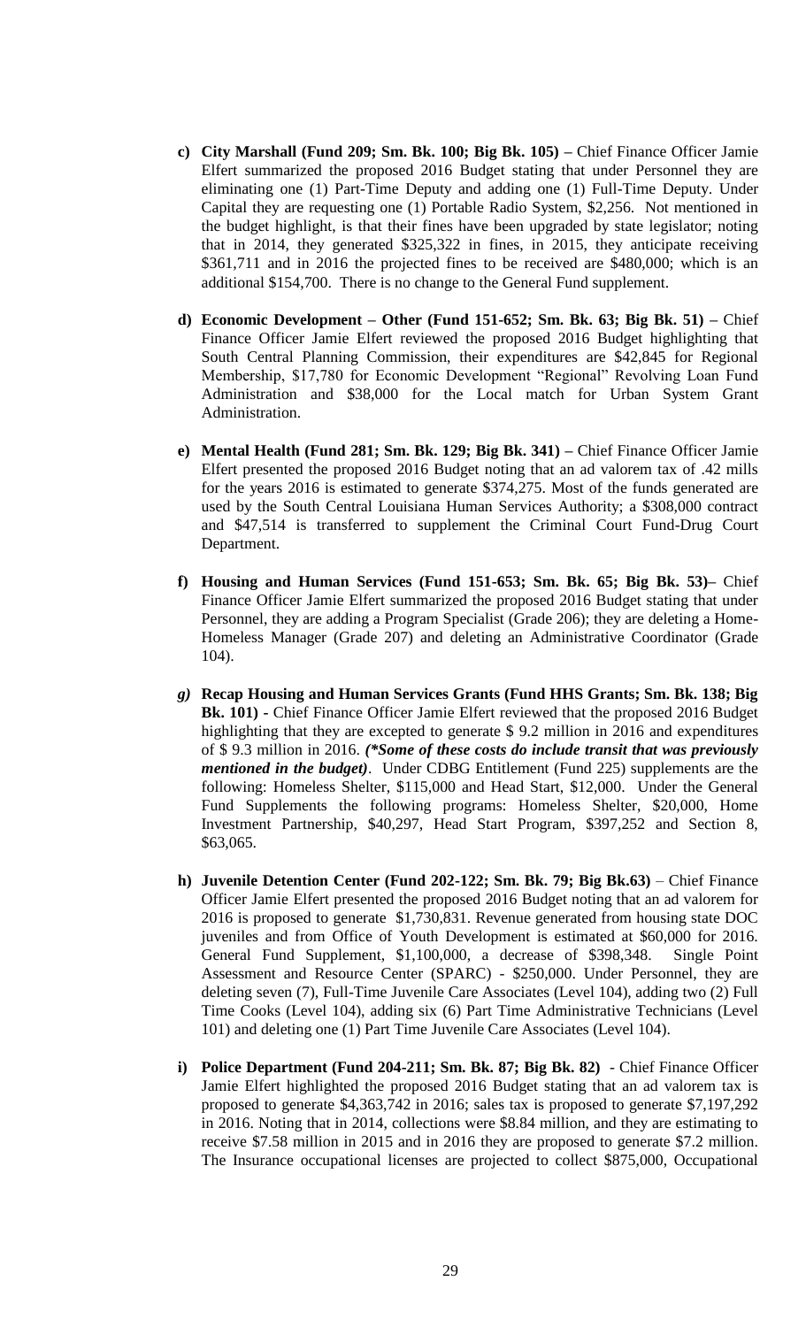c) **City Marshall (Fund 209; Sm. Bk. 100; Big Bk. 105) –** Chief Finance Officer Jamie Elfert summarized the proposed 2016 Budget stating that under Personnel they are eliminating one (1) Part-Time Deputy and adding one (1) Full-Time Deputy. Under Capital they are requesting one (1) Portable Radio System, $2,256. Not mentioned in the budget highlight, is that their fines have been upgraded by state legislator; noting that in 2014, they generated $325,322 in fines, in 2015, they anticipate receiving $361,711 and in 2016 the projected fines to be received are $480,000; which is an additional $154,700. There is no change to the General Fund supplement.

d) **Economic Development – Other (Fund 151-652; Sm. Bk. 63; Big Bk. 51) –** Chief Finance Officer Jamie Elfert reviewed the proposed 2016 Budget highlighting that South Central Planning Commission, their expenditures are $42,845 for Regional Membership, $17,780 for Economic Development "Regional" Revolving Loan Fund Administration and $38,000 for the Local match for Urban System Grant Administration.

e) **Mental Health (Fund 281; Sm. Bk. 129; Big Bk. 341) –** Chief Finance Officer Jamie Elfert presented the proposed 2016 Budget noting that an ad valorem tax of .42 mills for the years 2016 is estimated to generate $374,275. Most of the funds generated are used by the South Central Louisiana Human Services Authority; a $308,000 contract and $47,514 is transferred to supplement the Criminal Court Fund-Drug Court Department.

f) **Housing and Human Services (Fund 151-653; Sm. Bk. 65; Big Bk. 53)–** Chief Finance Officer Jamie Elfert summarized the proposed 2016 Budget stating that under Personnel, they are adding a Program Specialist (Grade 206); they are deleting a Home-Homeless Manager (Grade 207) and deleting an Administrative Coordinator (Grade 104).

*g)* **Recap Housing and Human Services Grants (Fund HHS Grants; Sm. Bk. 138; Big Bk. 101) -** Chief Finance Officer Jamie Elfert reviewed that the proposed 2016 Budget highlighting that they are excepted to generate $ 9.2 million in 2016 and expenditures of $ 9.3 million in 2016. ***(\*Some of these costs do include transit that was previously mentioned in the budget)***. Under CDBG Entitlement (Fund 225) supplements are the following: Homeless Shelter, $115,000 and Head Start, $12,000. Under the General Fund Supplements the following programs: Homeless Shelter, $20,000, Home Investment Partnership, $40,297, Head Start Program, $397,252 and Section 8, $63,065.

h) **Juvenile Detention Center (Fund 202-122; Sm. Bk. 79; Big Bk.63)** – Chief Finance Officer Jamie Elfert presented the proposed 2016 Budget noting that an ad valorem for 2016 is proposed to generate $1,730,831. Revenue generated from housing state DOC juveniles and from Office of Youth Development is estimated at $60,000 for 2016. General Fund Supplement, $1,100,000, a decrease of $398,348. Single Point Assessment and Resource Center (SPARC) - $250,000. Under Personnel, they are deleting seven (7), Full-Time Juvenile Care Associates (Level 104), adding two (2) Full Time Cooks (Level 104), adding six (6) Part Time Administrative Technicians (Level 101) and deleting one (1) Part Time Juvenile Care Associates (Level 104).

i) **Police Department (Fund 204-211; Sm. Bk. 87; Big Bk. 82)** - Chief Finance Officer Jamie Elfert highlighted the proposed 2016 Budget stating that an ad valorem tax is proposed to generate $4,363,742 in 2016; sales tax is proposed to generate $7,197,292 in 2016. Noting that in 2014, collections were $8.84 million, and they are estimating to receive $7.58 million in 2015 and in 2016 they are proposed to generate $7.2 million. The Insurance occupational licenses are projected to collect $875,000, Occupational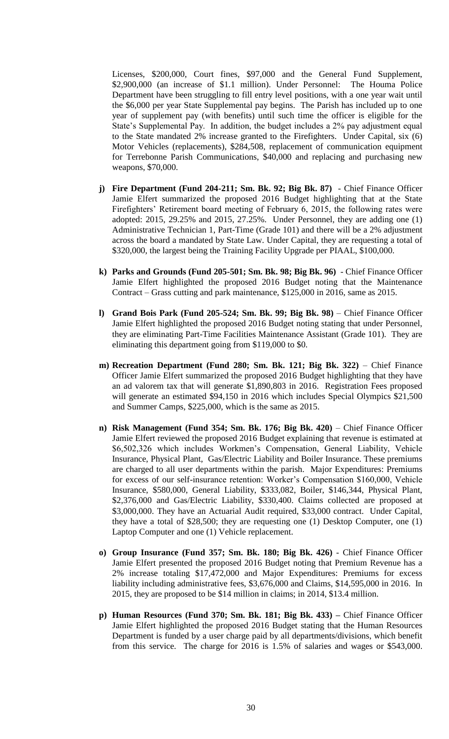Licenses, $200,000, Court fines, $97,000 and the General Fund Supplement, $2,900,000 (an increase of $1.1 million). Under Personnel: The Houma Police Department have been struggling to fill entry level positions, with a one year wait until the $6,000 per year State Supplemental pay begins. The Parish has included up to one year of supplement pay (with benefits) until such time the officer is eligible for the State's Supplemental Pay. In addition, the budget includes a 2% pay adjustment equal to the State mandated 2% increase granted to the Firefighters. Under Capital, six (6) Motor Vehicles (replacements), $284,508, replacement of communication equipment for Terrebonne Parish Communications, $40,000 and replacing and purchasing new weapons, $70,000.

j) **Fire Department (Fund 204-211; Sm. Bk. 92; Big Bk. 87)** - Chief Finance Officer Jamie Elfert summarized the proposed 2016 Budget highlighting that at the State Firefighters' Retirement board meeting of February 6, 2015, the following rates were adopted: 2015, 29.25% and 2015, 27.25%. Under Personnel, they are adding one (1) Administrative Technician 1, Part-Time (Grade 101) and there will be a 2% adjustment across the board a mandated by State Law. Under Capital, they are requesting a total of $320,000, the largest being the Training Facility Upgrade per PIAAL, $100,000.

k) **Parks and Grounds (Fund 205-501; Sm. Bk. 98; Big Bk. 96)** - Chief Finance Officer Jamie Elfert highlighted the proposed 2016 Budget noting that the Maintenance Contract – Grass cutting and park maintenance, $125,000 in 2016, same as 2015.

l) **Grand Bois Park (Fund 205-524; Sm. Bk. 99; Big Bk. 98)** – Chief Finance Officer Jamie Elfert highlighted the proposed 2016 Budget noting stating that under Personnel, they are eliminating Part-Time Facilities Maintenance Assistant (Grade 101). They are eliminating this department going from $119,000 to $0.

m) **Recreation Department (Fund 280; Sm. Bk. 121; Big Bk. 322)** – Chief Finance Officer Jamie Elfert summarized the proposed 2016 Budget highlighting that they have an ad valorem tax that will generate $1,890,803 in 2016. Registration Fees proposed will generate an estimated $94,150 in 2016 which includes Special Olympics $21,500 and Summer Camps, $225,000, which is the same as 2015.

n) **Risk Management (Fund 354; Sm. Bk. 176; Big Bk. 420)** – Chief Finance Officer Jamie Elfert reviewed the proposed 2016 Budget explaining that revenue is estimated at $6,502,326 which includes Workmen's Compensation, General Liability, Vehicle Insurance, Physical Plant, Gas/Electric Liability and Boiler Insurance. These premiums are charged to all user departments within the parish. Major Expenditures: Premiums for excess of our self-insurance retention: Worker's Compensation $160,000, Vehicle Insurance, $580,000, General Liability, $333,082, Boiler, $146,344, Physical Plant, $2,376,000 and Gas/Electric Liability, $330,400. Claims collected are proposed at $3,000,000. They have an Actuarial Audit required, $33,000 contract. Under Capital, they have a total of $28,500; they are requesting one (1) Desktop Computer, one (1) Laptop Computer and one (1) Vehicle replacement.

o) **Group Insurance (Fund 357; Sm. Bk. 180; Big Bk. 426)** - Chief Finance Officer Jamie Elfert presented the proposed 2016 Budget noting that Premium Revenue has a 2% increase totaling $17,472,000 and Major Expenditures: Premiums for excess liability including administrative fees, $3,676,000 and Claims, $14,595,000 in 2016. In 2015, they are proposed to be $14 million in claims; in 2014, $13.4 million.

p) **Human Resources (Fund 370; Sm. Bk. 181; Big Bk. 433) –** Chief Finance Officer Jamie Elfert highlighted the proposed 2016 Budget stating that the Human Resources Department is funded by a user charge paid by all departments/divisions, which benefit from this service. The charge for 2016 is 1.5% of salaries and wages or $543,000.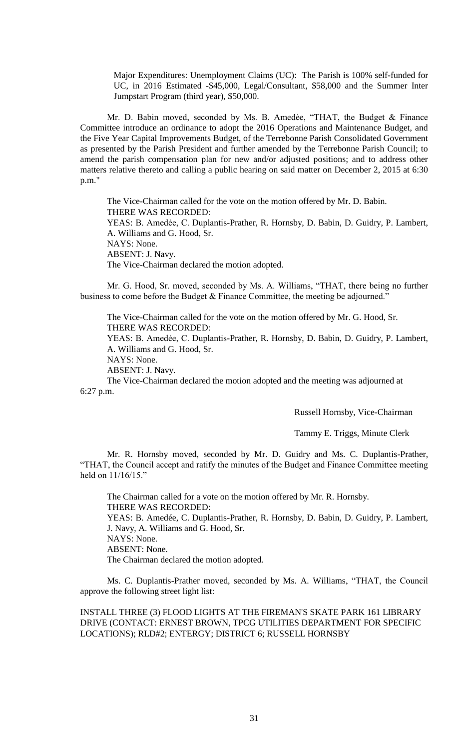Major Expenditures: Unemployment Claims (UC): The Parish is 100% self-funded for UC, in 2016 Estimated -$45,000, Legal/Consultant, $58,000 and the Summer Inter Jumpstart Program (third year), $50,000.

Mr. D. Babin moved, seconded by Ms. B. Amedèe, "THAT, the Budget & Finance Committee introduce an ordinance to adopt the 2016 Operations and Maintenance Budget, and the Five Year Capital Improvements Budget, of the Terrebonne Parish Consolidated Government as presented by the Parish President and further amended by the Terrebonne Parish Council; to amend the parish compensation plan for new and/or adjusted positions; and to address other matters relative thereto and calling a public hearing on said matter on December 2, 2015 at 6:30 p.m."

The Vice-Chairman called for the vote on the motion offered by Mr. D. Babin.
THERE WAS RECORDED:
YEAS: B. Amedèe, C. Duplantis-Prather, R. Hornsby, D. Babin, D. Guidry, P. Lambert, A. Williams and G. Hood, Sr.
NAYS: None.
ABSENT: J. Navy.
The Vice-Chairman declared the motion adopted.

Mr. G. Hood, Sr. moved, seconded by Ms. A. Williams, "THAT, there being no further business to come before the Budget & Finance Committee, the meeting be adjourned."

The Vice-Chairman called for the vote on the motion offered by Mr. G. Hood, Sr.
THERE WAS RECORDED:
YEAS: B. Amedèe, C. Duplantis-Prather, R. Hornsby, D. Babin, D. Guidry, P. Lambert, A. Williams and G. Hood, Sr.
NAYS: None.
ABSENT: J. Navy.
The Vice-Chairman declared the motion adopted and the meeting was adjourned at 6:27 p.m.

Russell Hornsby, Vice-Chairman

Tammy E. Triggs, Minute Clerk

Mr. R. Hornsby moved, seconded by Mr. D. Guidry and Ms. C. Duplantis-Prather, "THAT, the Council accept and ratify the minutes of the Budget and Finance Committee meeting held on 11/16/15."

The Chairman called for a vote on the motion offered by Mr. R. Hornsby.
THERE WAS RECORDED:
YEAS: B. Amedée, C. Duplantis-Prather, R. Hornsby, D. Babin, D. Guidry, P. Lambert, J. Navy, A. Williams and G. Hood, Sr.
NAYS: None.
ABSENT: None.
The Chairman declared the motion adopted.

Ms. C. Duplantis-Prather moved, seconded by Ms. A. Williams, "THAT, the Council approve the following street light list:

INSTALL THREE (3) FLOOD LIGHTS AT THE FIREMAN'S SKATE PARK 161 LIBRARY DRIVE (CONTACT: ERNEST BROWN, TPCG UTILITIES DEPARTMENT FOR SPECIFIC LOCATIONS); RLD#2; ENTERGY; DISTRICT 6; RUSSELL HORNSBY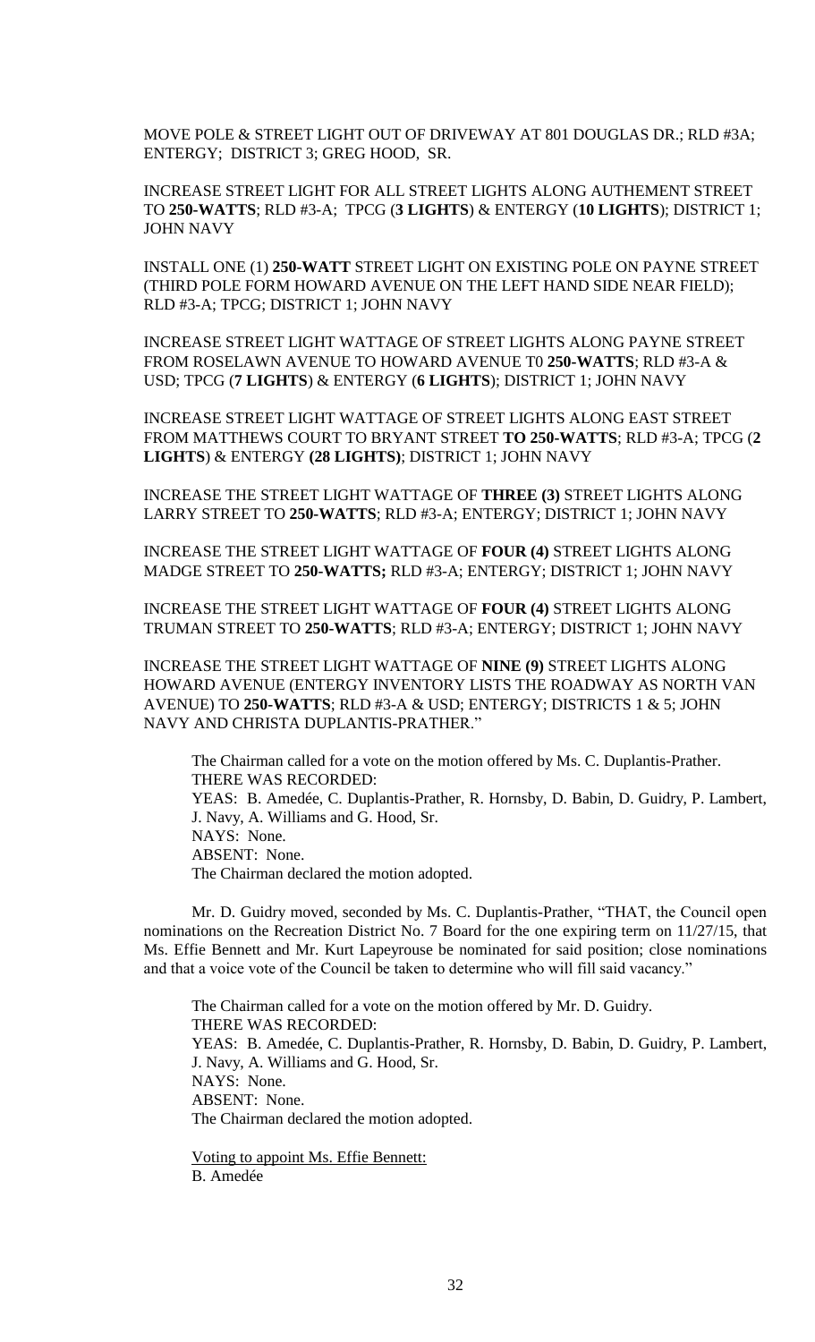MOVE POLE & STREET LIGHT OUT OF DRIVEWAY AT 801 DOUGLAS DR.; RLD #3A; ENTERGY; DISTRICT 3; GREG HOOD, SR.

INCREASE STREET LIGHT FOR ALL STREET LIGHTS ALONG AUTHEMENT STREET TO **250-WATTS**; RLD #3-A; TPCG (**3 LIGHTS**) & ENTERGY (**10 LIGHTS**); DISTRICT 1; JOHN NAVY

INSTALL ONE (1) **250-WATT** STREET LIGHT ON EXISTING POLE ON PAYNE STREET (THIRD POLE FORM HOWARD AVENUE ON THE LEFT HAND SIDE NEAR FIELD); RLD #3-A; TPCG; DISTRICT 1; JOHN NAVY

INCREASE STREET LIGHT WATTAGE OF STREET LIGHTS ALONG PAYNE STREET FROM ROSELAWN AVENUE TO HOWARD AVENUE T0 **250-WATTS**; RLD #3-A & USD; TPCG (**7 LIGHTS**) & ENTERGY (**6 LIGHTS**); DISTRICT 1; JOHN NAVY

INCREASE STREET LIGHT WATTAGE OF STREET LIGHTS ALONG EAST STREET FROM MATTHEWS COURT TO BRYANT STREET **TO 250-WATTS**; RLD #3-A; TPCG (**2 LIGHTS**) & ENTERGY **(28 LIGHTS)**; DISTRICT 1; JOHN NAVY

INCREASE THE STREET LIGHT WATTAGE OF **THREE (3)** STREET LIGHTS ALONG LARRY STREET TO **250-WATTS**; RLD #3-A; ENTERGY; DISTRICT 1; JOHN NAVY

INCREASE THE STREET LIGHT WATTAGE OF **FOUR (4)** STREET LIGHTS ALONG MADGE STREET TO **250-WATTS;** RLD #3-A; ENTERGY; DISTRICT 1; JOHN NAVY

INCREASE THE STREET LIGHT WATTAGE OF **FOUR (4)** STREET LIGHTS ALONG TRUMAN STREET TO **250-WATTS**; RLD #3-A; ENTERGY; DISTRICT 1; JOHN NAVY

INCREASE THE STREET LIGHT WATTAGE OF **NINE (9)** STREET LIGHTS ALONG HOWARD AVENUE (ENTERGY INVENTORY LISTS THE ROADWAY AS NORTH VAN AVENUE) TO **250-WATTS**; RLD #3-A & USD; ENTERGY; DISTRICTS 1 & 5; JOHN NAVY AND CHRISTA DUPLANTIS-PRATHER."

The Chairman called for a vote on the motion offered by Ms. C. Duplantis-Prather.
THERE WAS RECORDED:
YEAS: B. Amedée, C. Duplantis-Prather, R. Hornsby, D. Babin, D. Guidry, P. Lambert, J. Navy, A. Williams and G. Hood, Sr.
NAYS: None.
ABSENT: None.
The Chairman declared the motion adopted.

Mr. D. Guidry moved, seconded by Ms. C. Duplantis-Prather, "THAT, the Council open nominations on the Recreation District No. 7 Board for the one expiring term on 11/27/15, that Ms. Effie Bennett and Mr. Kurt Lapeyrouse be nominated for said position; close nominations and that a voice vote of the Council be taken to determine who will fill said vacancy."

The Chairman called for a vote on the motion offered by Mr. D. Guidry.
THERE WAS RECORDED:
YEAS: B. Amedée, C. Duplantis-Prather, R. Hornsby, D. Babin, D. Guidry, P. Lambert, J. Navy, A. Williams and G. Hood, Sr.
NAYS: None.
ABSENT: None.
The Chairman declared the motion adopted.

<u>Voting to appoint Ms. Effie Bennett:</u>
B. Amedée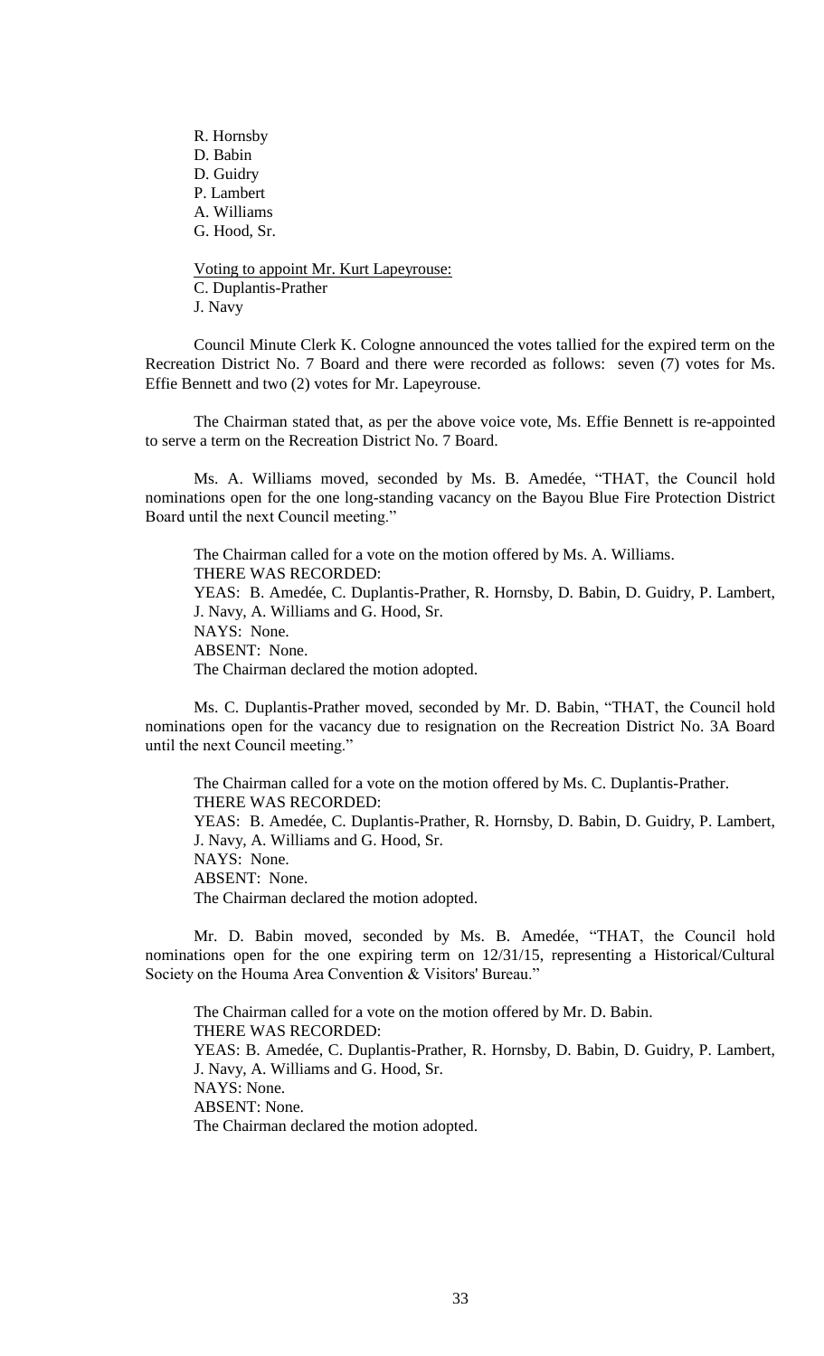R. Hornsby
D. Babin
D. Guidry
P. Lambert
A. Williams
G. Hood, Sr.

Voting to appoint Mr. Kurt Lapeyrouse:
C. Duplantis-Prather
J. Navy

Council Minute Clerk K. Cologne announced the votes tallied for the expired term on the Recreation District No. 7 Board and there were recorded as follows: seven (7) votes for Ms. Effie Bennett and two (2) votes for Mr. Lapeyrouse.

The Chairman stated that, as per the above voice vote, Ms. Effie Bennett is re-appointed to serve a term on the Recreation District No. 7 Board.

Ms. A. Williams moved, seconded by Ms. B. Amedée, "THAT, the Council hold nominations open for the one long-standing vacancy on the Bayou Blue Fire Protection District Board until the next Council meeting."

The Chairman called for a vote on the motion offered by Ms. A. Williams.
THERE WAS RECORDED:
YEAS: B. Amedée, C. Duplantis-Prather, R. Hornsby, D. Babin, D. Guidry, P. Lambert, J. Navy, A. Williams and G. Hood, Sr.
NAYS: None.
ABSENT: None.
The Chairman declared the motion adopted.

Ms. C. Duplantis-Prather moved, seconded by Mr. D. Babin, "THAT, the Council hold nominations open for the vacancy due to resignation on the Recreation District No. 3A Board until the next Council meeting."

The Chairman called for a vote on the motion offered by Ms. C. Duplantis-Prather.
THERE WAS RECORDED:
YEAS: B. Amedée, C. Duplantis-Prather, R. Hornsby, D. Babin, D. Guidry, P. Lambert, J. Navy, A. Williams and G. Hood, Sr.
NAYS: None.
ABSENT: None.
The Chairman declared the motion adopted.

Mr. D. Babin moved, seconded by Ms. B. Amedée, "THAT, the Council hold nominations open for the one expiring term on 12/31/15, representing a Historical/Cultural Society on the Houma Area Convention & Visitors' Bureau."

The Chairman called for a vote on the motion offered by Mr. D. Babin.
THERE WAS RECORDED:
YEAS: B. Amedée, C. Duplantis-Prather, R. Hornsby, D. Babin, D. Guidry, P. Lambert, J. Navy, A. Williams and G. Hood, Sr.
NAYS: None.
ABSENT: None.
The Chairman declared the motion adopted.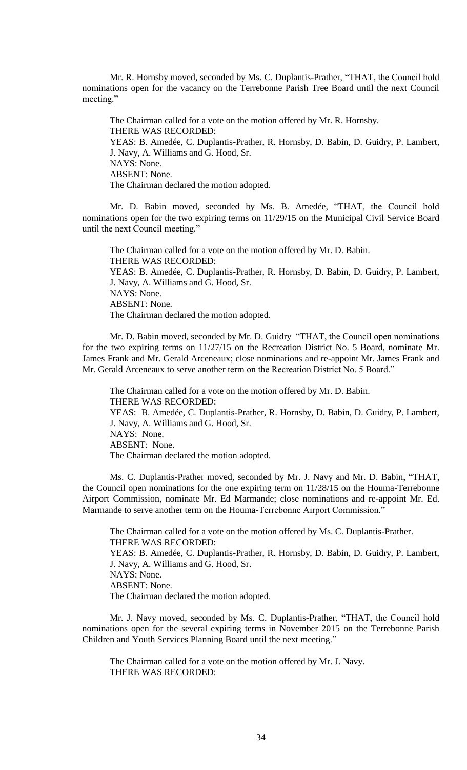Mr. R. Hornsby moved, seconded by Ms. C. Duplantis-Prather, "THAT, the Council hold nominations open for the vacancy on the Terrebonne Parish Tree Board until the next Council meeting."

The Chairman called for a vote on the motion offered by Mr. R. Hornsby.
THERE WAS RECORDED:
YEAS: B. Amedée, C. Duplantis-Prather, R. Hornsby, D. Babin, D. Guidry, P. Lambert, J. Navy, A. Williams and G. Hood, Sr.
NAYS: None.
ABSENT: None.
The Chairman declared the motion adopted.

Mr. D. Babin moved, seconded by Ms. B. Amedée, "THAT, the Council hold nominations open for the two expiring terms on 11/29/15 on the Municipal Civil Service Board until the next Council meeting."

The Chairman called for a vote on the motion offered by Mr. D. Babin.
THERE WAS RECORDED:
YEAS: B. Amedée, C. Duplantis-Prather, R. Hornsby, D. Babin, D. Guidry, P. Lambert, J. Navy, A. Williams and G. Hood, Sr.
NAYS: None.
ABSENT: None.
The Chairman declared the motion adopted.

Mr. D. Babin moved, seconded by Mr. D. Guidry "THAT, the Council open nominations for the two expiring terms on 11/27/15 on the Recreation District No. 5 Board, nominate Mr. James Frank and Mr. Gerald Arceneaux; close nominations and re-appoint Mr. James Frank and Mr. Gerald Arceneaux to serve another term on the Recreation District No. 5 Board."

The Chairman called for a vote on the motion offered by Mr. D. Babin.
THERE WAS RECORDED:
YEAS: B. Amedée, C. Duplantis-Prather, R. Hornsby, D. Babin, D. Guidry, P. Lambert, J. Navy, A. Williams and G. Hood, Sr.
NAYS: None.
ABSENT: None.
The Chairman declared the motion adopted.

Ms. C. Duplantis-Prather moved, seconded by Mr. J. Navy and Mr. D. Babin, "THAT, the Council open nominations for the one expiring term on 11/28/15 on the Houma-Terrebonne Airport Commission, nominate Mr. Ed Marmande; close nominations and re-appoint Mr. Ed. Marmande to serve another term on the Houma-Terrebonne Airport Commission."

The Chairman called for a vote on the motion offered by Ms. C. Duplantis-Prather.
THERE WAS RECORDED:
YEAS: B. Amedée, C. Duplantis-Prather, R. Hornsby, D. Babin, D. Guidry, P. Lambert, J. Navy, A. Williams and G. Hood, Sr.
NAYS: None.
ABSENT: None.
The Chairman declared the motion adopted.

Mr. J. Navy moved, seconded by Ms. C. Duplantis-Prather, "THAT, the Council hold nominations open for the several expiring terms in November 2015 on the Terrebonne Parish Children and Youth Services Planning Board until the next meeting."

The Chairman called for a vote on the motion offered by Mr. J. Navy.
THERE WAS RECORDED: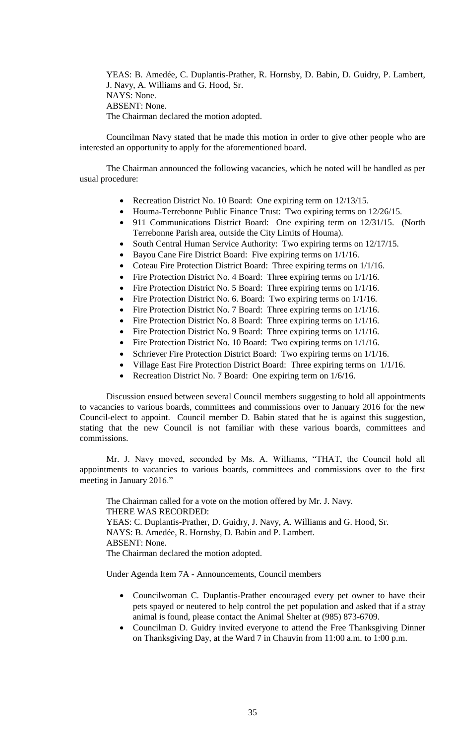YEAS: B. Amedée, C. Duplantis-Prather, R. Hornsby, D. Babin, D. Guidry, P. Lambert, J. Navy, A. Williams and G. Hood, Sr.
NAYS: None.
ABSENT: None.
The Chairman declared the motion adopted.

Councilman Navy stated that he made this motion in order to give other people who are interested an opportunity to apply for the aforementioned board.

The Chairman announced the following vacancies, which he noted will be handled as per usual procedure:

- Recreation District No. 10 Board: One expiring term on 12/13/15.
- Houma-Terrebonne Public Finance Trust: Two expiring terms on 12/26/15.
- 911 Communications District Board: One expiring term on 12/31/15. (North Terrebonne Parish area, outside the City Limits of Houma).
- South Central Human Service Authority: Two expiring terms on 12/17/15.
- Bayou Cane Fire District Board: Five expiring terms on 1/1/16.
- Coteau Fire Protection District Board: Three expiring terms on 1/1/16.
- Fire Protection District No. 4 Board: Three expiring terms on 1/1/16.
- Fire Protection District No. 5 Board: Three expiring terms on 1/1/16.
- Fire Protection District No. 6. Board: Two expiring terms on 1/1/16.
- Fire Protection District No. 7 Board: Three expiring terms on 1/1/16.
- Fire Protection District No. 8 Board: Three expiring terms on 1/1/16.
- Fire Protection District No. 9 Board: Three expiring terms on 1/1/16.
- Fire Protection District No. 10 Board: Two expiring terms on 1/1/16.
- Schriever Fire Protection District Board: Two expiring terms on 1/1/16.
- Village East Fire Protection District Board: Three expiring terms on 1/1/16.
- Recreation District No. 7 Board: One expiring term on 1/6/16.

Discussion ensued between several Council members suggesting to hold all appointments to vacancies to various boards, committees and commissions over to January 2016 for the new Council-elect to appoint. Council member D. Babin stated that he is against this suggestion, stating that the new Council is not familiar with these various boards, committees and commissions.

Mr. J. Navy moved, seconded by Ms. A. Williams, "THAT, the Council hold all appointments to vacancies to various boards, committees and commissions over to the first meeting in January 2016."

The Chairman called for a vote on the motion offered by Mr. J. Navy.
THERE WAS RECORDED:
YEAS: C. Duplantis-Prather, D. Guidry, J. Navy, A. Williams and G. Hood, Sr.
NAYS: B. Amedée, R. Hornsby, D. Babin and P. Lambert.
ABSENT: None.
The Chairman declared the motion adopted.

Under Agenda Item 7A - Announcements, Council members

- Councilwoman C. Duplantis-Prather encouraged every pet owner to have their pets spayed or neutered to help control the pet population and asked that if a stray animal is found, please contact the Animal Shelter at (985) 873-6709.
- Councilman D. Guidry invited everyone to attend the Free Thanksgiving Dinner on Thanksgiving Day, at the Ward 7 in Chauvin from 11:00 a.m. to 1:00 p.m.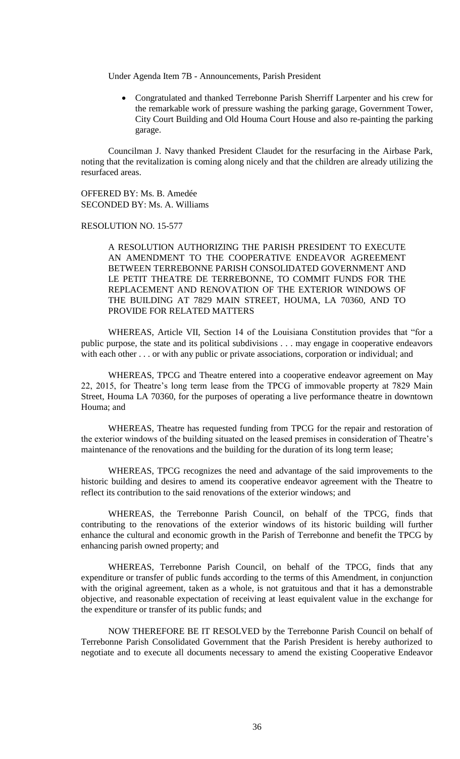Under Agenda Item 7B - Announcements, Parish President

- Congratulated and thanked Terrebonne Parish Sherriff Larpenter and his crew for the remarkable work of pressure washing the parking garage, Government Tower, City Court Building and Old Houma Court House and also re-painting the parking garage.

Councilman J. Navy thanked President Claudet for the resurfacing in the Airbase Park, noting that the revitalization is coming along nicely and that the children are already utilizing the resurfaced areas.

OFFERED BY: Ms. B. Amedée
SECONDED BY: Ms. A. Williams

RESOLUTION NO. 15-577

A RESOLUTION AUTHORIZING THE PARISH PRESIDENT TO EXECUTE AN AMENDMENT TO THE COOPERATIVE ENDEAVOR AGREEMENT BETWEEN TERREBONNE PARISH CONSOLIDATED GOVERNMENT AND LE PETIT THEATRE DE TERREBONNE, TO COMMIT FUNDS FOR THE REPLACEMENT AND RENOVATION OF THE EXTERIOR WINDOWS OF THE BUILDING AT 7829 MAIN STREET, HOUMA, LA 70360, AND TO PROVIDE FOR RELATED MATTERS

WHEREAS, Article VII, Section 14 of the Louisiana Constitution provides that "for a public purpose, the state and its political subdivisions . . . may engage in cooperative endeavors with each other . . . or with any public or private associations, corporation or individual; and

WHEREAS, TPCG and Theatre entered into a cooperative endeavor agreement on May 22, 2015, for Theatre's long term lease from the TPCG of immovable property at 7829 Main Street, Houma LA 70360, for the purposes of operating a live performance theatre in downtown Houma; and

WHEREAS, Theatre has requested funding from TPCG for the repair and restoration of the exterior windows of the building situated on the leased premises in consideration of Theatre's maintenance of the renovations and the building for the duration of its long term lease;

WHEREAS, TPCG recognizes the need and advantage of the said improvements to the historic building and desires to amend its cooperative endeavor agreement with the Theatre to reflect its contribution to the said renovations of the exterior windows; and

WHEREAS, the Terrebonne Parish Council, on behalf of the TPCG, finds that contributing to the renovations of the exterior windows of its historic building will further enhance the cultural and economic growth in the Parish of Terrebonne and benefit the TPCG by enhancing parish owned property; and

WHEREAS, Terrebonne Parish Council, on behalf of the TPCG, finds that any expenditure or transfer of public funds according to the terms of this Amendment, in conjunction with the original agreement, taken as a whole, is not gratuitous and that it has a demonstrable objective, and reasonable expectation of receiving at least equivalent value in the exchange for the expenditure or transfer of its public funds; and

NOW THEREFORE BE IT RESOLVED by the Terrebonne Parish Council on behalf of Terrebonne Parish Consolidated Government that the Parish President is hereby authorized to negotiate and to execute all documents necessary to amend the existing Cooperative Endeavor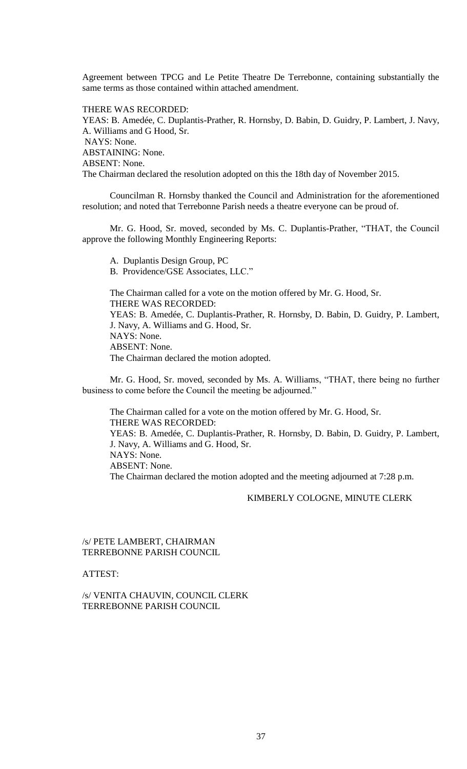Agreement between TPCG and Le Petite Theatre De Terrebonne, containing substantially the same terms as those contained within attached amendment.

THERE WAS RECORDED:
YEAS: B. Amedée, C. Duplantis-Prather, R. Hornsby, D. Babin, D. Guidry, P. Lambert, J. Navy, A. Williams and G Hood, Sr.
NAYS: None.
ABSTAINING: None.
ABSENT: None.
The Chairman declared the resolution adopted on this the 18th day of November 2015.

Councilman R. Hornsby thanked the Council and Administration for the aforementioned resolution; and noted that Terrebonne Parish needs a theatre everyone can be proud of.

Mr. G. Hood, Sr. moved, seconded by Ms. C. Duplantis-Prather, "THAT, the Council approve the following Monthly Engineering Reports:

A. Duplantis Design Group, PC
B. Providence/GSE Associates, LLC."

The Chairman called for a vote on the motion offered by Mr. G. Hood, Sr.
THERE WAS RECORDED:
YEAS: B. Amedée, C. Duplantis-Prather, R. Hornsby, D. Babin, D. Guidry, P. Lambert, J. Navy, A. Williams and G. Hood, Sr.
NAYS: None.
ABSENT: None.
The Chairman declared the motion adopted.

Mr. G. Hood, Sr. moved, seconded by Ms. A. Williams, "THAT, there being no further business to come before the Council the meeting be adjourned."

The Chairman called for a vote on the motion offered by Mr. G. Hood, Sr.
THERE WAS RECORDED:
YEAS: B. Amedée, C. Duplantis-Prather, R. Hornsby, D. Babin, D. Guidry, P. Lambert, J. Navy, A. Williams and G. Hood, Sr.
NAYS: None.
ABSENT: None.
The Chairman declared the motion adopted and the meeting adjourned at 7:28 p.m.

KIMBERLY COLOGNE, MINUTE CLERK

/s/ PETE LAMBERT, CHAIRMAN
TERREBONNE PARISH COUNCIL

ATTEST:

/s/ VENITA CHAUVIN, COUNCIL CLERK
TERREBONNE PARISH COUNCIL